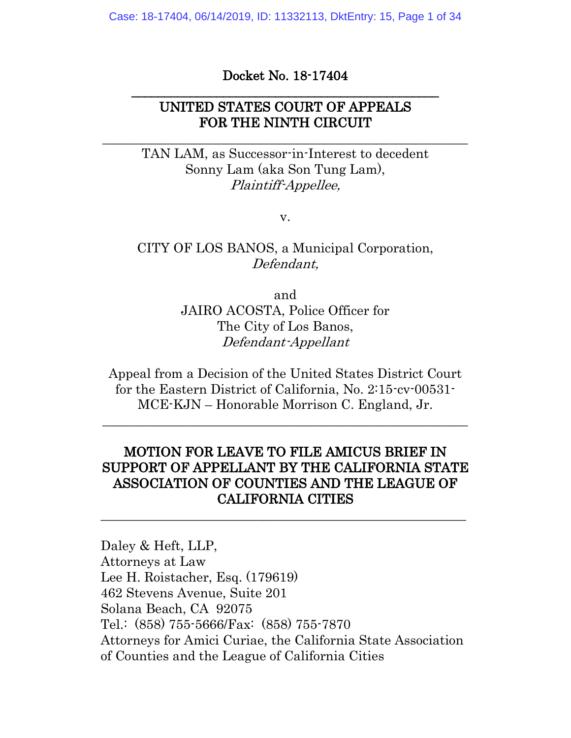Docket No. 18-17404

---

UNITED STATES COURT OF APPEALS
FOR THE NINTH CIRCUIT

---

TAN LAM, as Successor-in-Interest to decedent
Sonny Lam (aka Son Tung Lam),
*Plaintiff-Appellee,*

v.

CITY OF LOS BANOS, a Municipal Corporation,
*Defendant,*

and
JAIRO ACOSTA, Police Officer for
The City of Los Banos,
*Defendant-Appellant*

Appeal from a Decision of the United States District Court for the Eastern District of California, No. 2:15-cv-00531-MCE-KJN – Honorable Morrison C. England, Jr.

---

**MOTION FOR LEAVE TO FILE AMICUS BRIEF IN SUPPORT OF APPELLANT BY THE CALIFORNIA STATE ASSOCIATION OF COUNTIES AND THE LEAGUE OF CALIFORNIA CITIES**

---

Daley & Heft, LLP,
Attorneys at Law
Lee H. Roistacher, Esq. (179619)
462 Stevens Avenue, Suite 201
Solana Beach, CA 92075
Tel.: (858) 755-5666/Fax: (858) 755-7870
Attorneys for Amici Curiae, the California State Association of Counties and the League of California Cities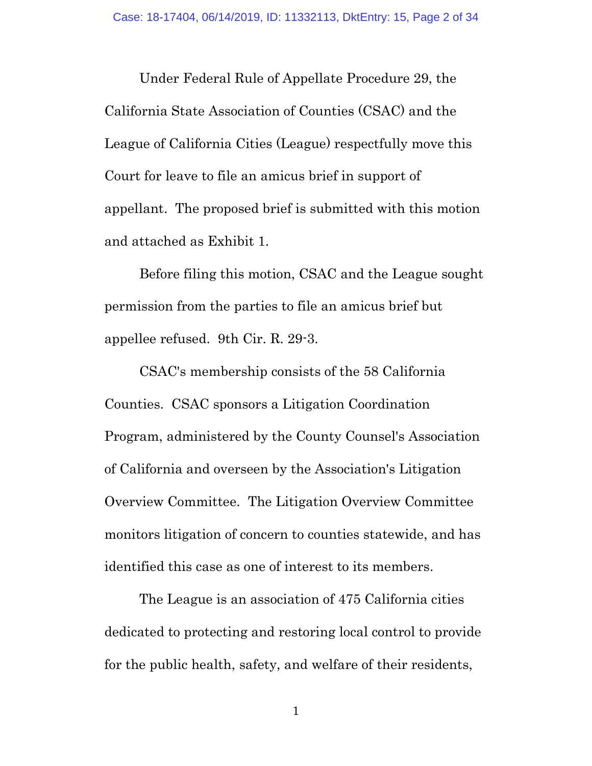Under Federal Rule of Appellate Procedure 29, the California State Association of Counties (CSAC) and the League of California Cities (League) respectfully move this Court for leave to file an amicus brief in support of appellant. The proposed brief is submitted with this motion and attached as Exhibit 1.

Before filing this motion, CSAC and the League sought permission from the parties to file an amicus brief but appellee refused. 9th Cir. R. 29-3.

CSAC's membership consists of the 58 California Counties. CSAC sponsors a Litigation Coordination Program, administered by the County Counsel's Association of California and overseen by the Association's Litigation Overview Committee. The Litigation Overview Committee monitors litigation of concern to counties statewide, and has identified this case as one of interest to its members.

The League is an association of 475 California cities dedicated to protecting and restoring local control to provide for the public health, safety, and welfare of their residents,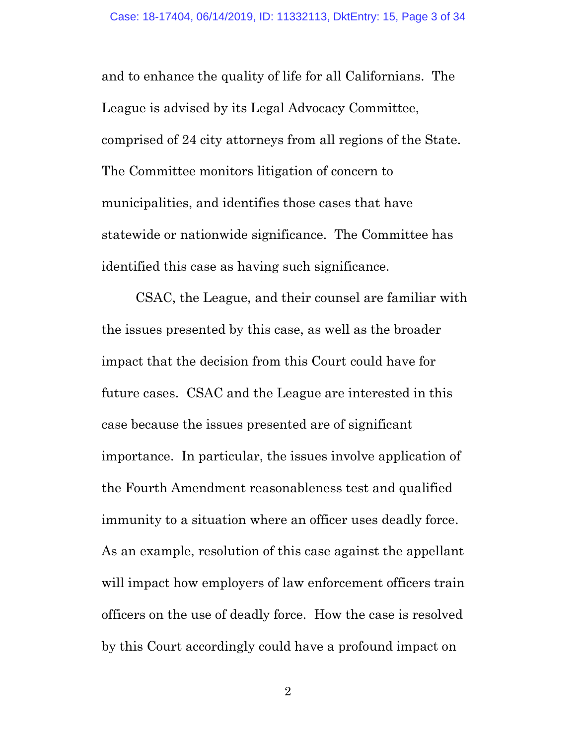and to enhance the quality of life for all Californians. The League is advised by its Legal Advocacy Committee, comprised of 24 city attorneys from all regions of the State. The Committee monitors litigation of concern to municipalities, and identifies those cases that have statewide or nationwide significance. The Committee has identified this case as having such significance.

CSAC, the League, and their counsel are familiar with the issues presented by this case, as well as the broader impact that the decision from this Court could have for future cases. CSAC and the League are interested in this case because the issues presented are of significant importance. In particular, the issues involve application of the Fourth Amendment reasonableness test and qualified immunity to a situation where an officer uses deadly force. As an example, resolution of this case against the appellant will impact how employers of law enforcement officers train officers on the use of deadly force. How the case is resolved by this Court accordingly could have a profound impact on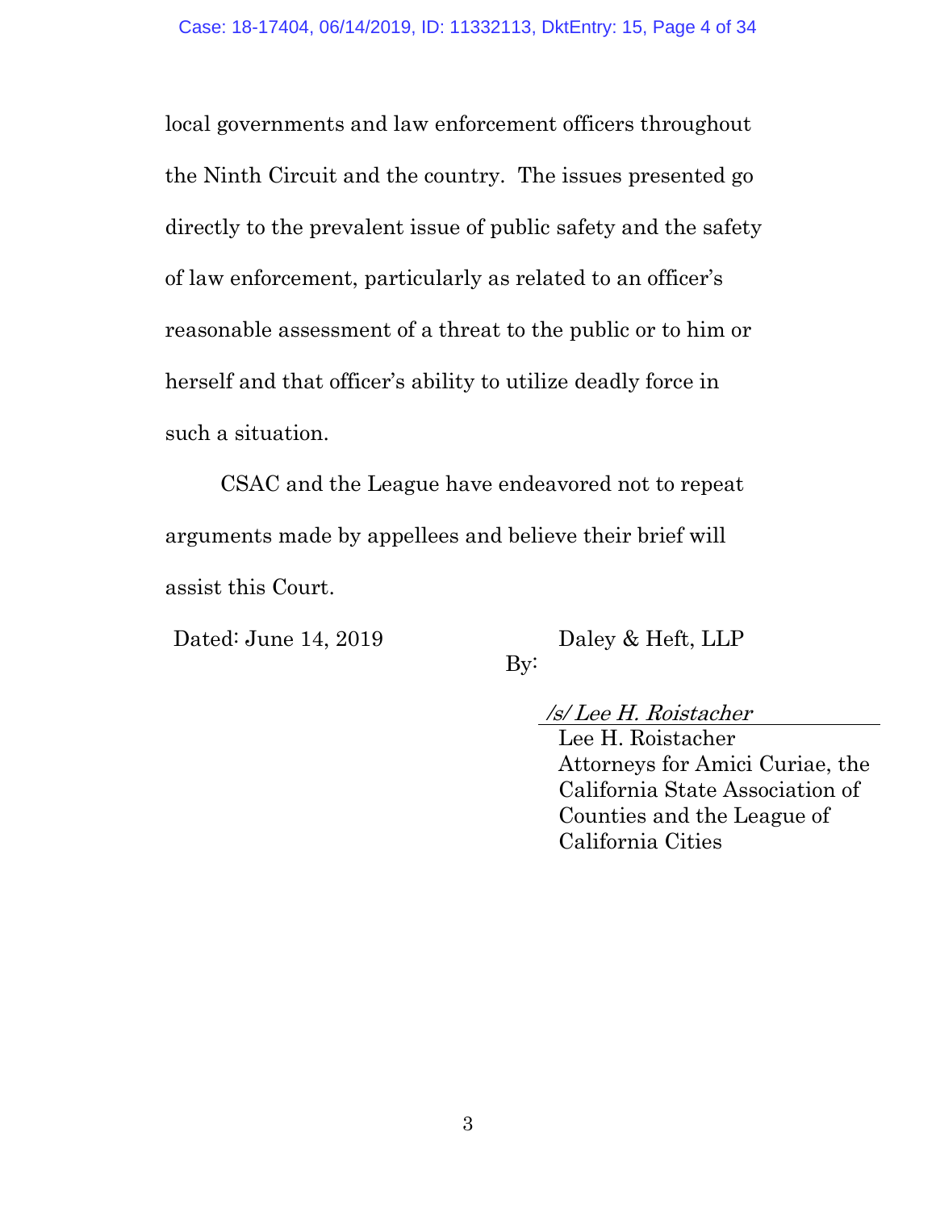local governments and law enforcement officers throughout the Ninth Circuit and the country. The issues presented go directly to the prevalent issue of public safety and the safety of law enforcement, particularly as related to an officer's reasonable assessment of a threat to the public or to him or herself and that officer's ability to utilize deadly force in such a situation.

CSAC and the League have endeavored not to repeat arguments made by appellees and believe their brief will assist this Court.

Dated: June 14, 2019

Daley & Heft, LLP

By:

*/s/ Lee H. Roistacher*
Lee H. Roistacher
Attorneys for Amici Curiae, the California State Association of Counties and the League of California Cities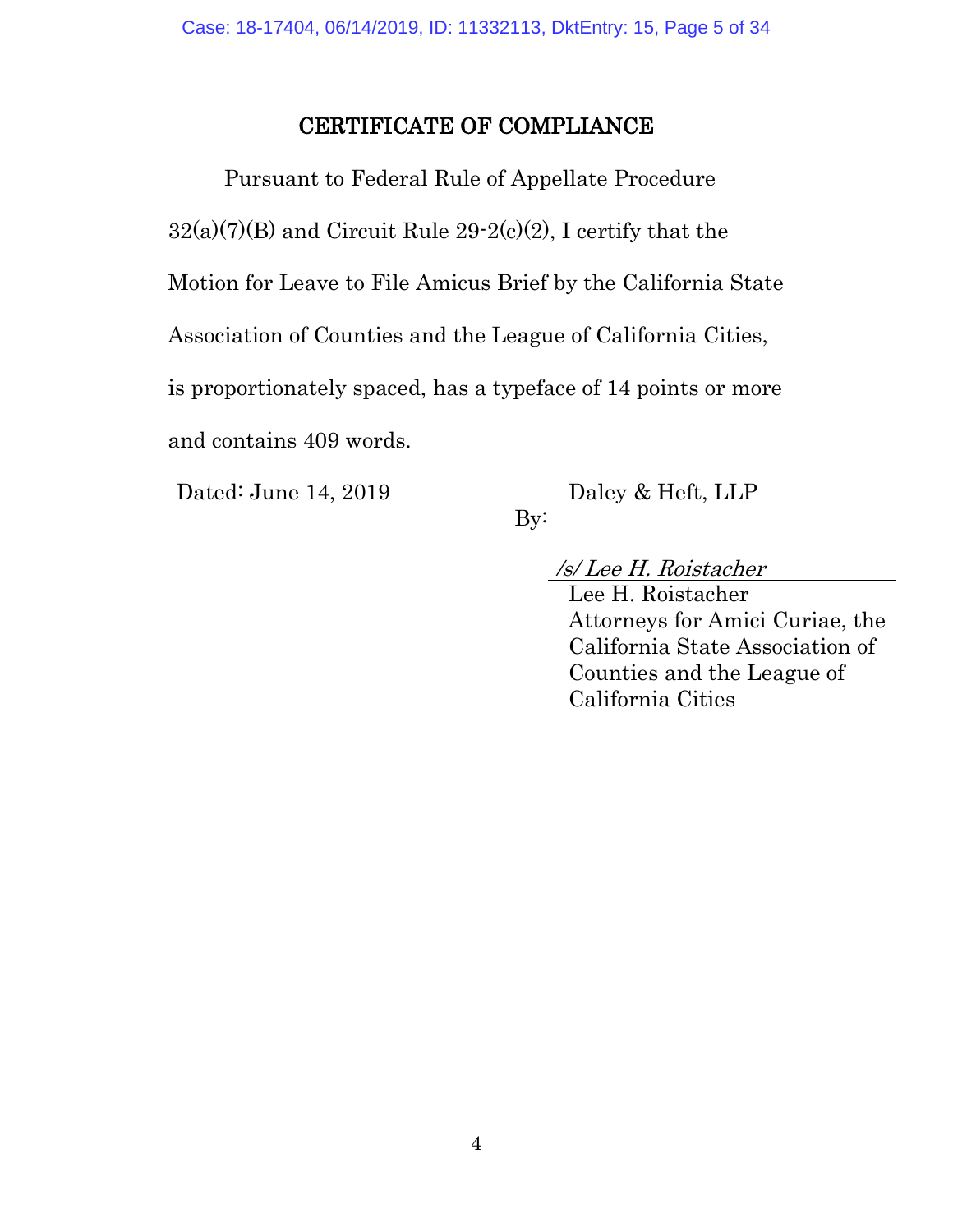## CERTIFICATE OF COMPLIANCE

Pursuant to Federal Rule of Appellate Procedure 32(a)(7)(B) and Circuit Rule 29-2(c)(2), I certify that the Motion for Leave to File Amicus Brief by the California State Association of Counties and the League of California Cities, is proportionately spaced, has a typeface of 14 points or more and contains 409 words.

Dated: June 14, 2019

Daley & Heft, LLP

By:

*/s/ Lee H. Roistacher*
Lee H. Roistacher
Attorneys for Amici Curiae, the California State Association of Counties and the League of California Cities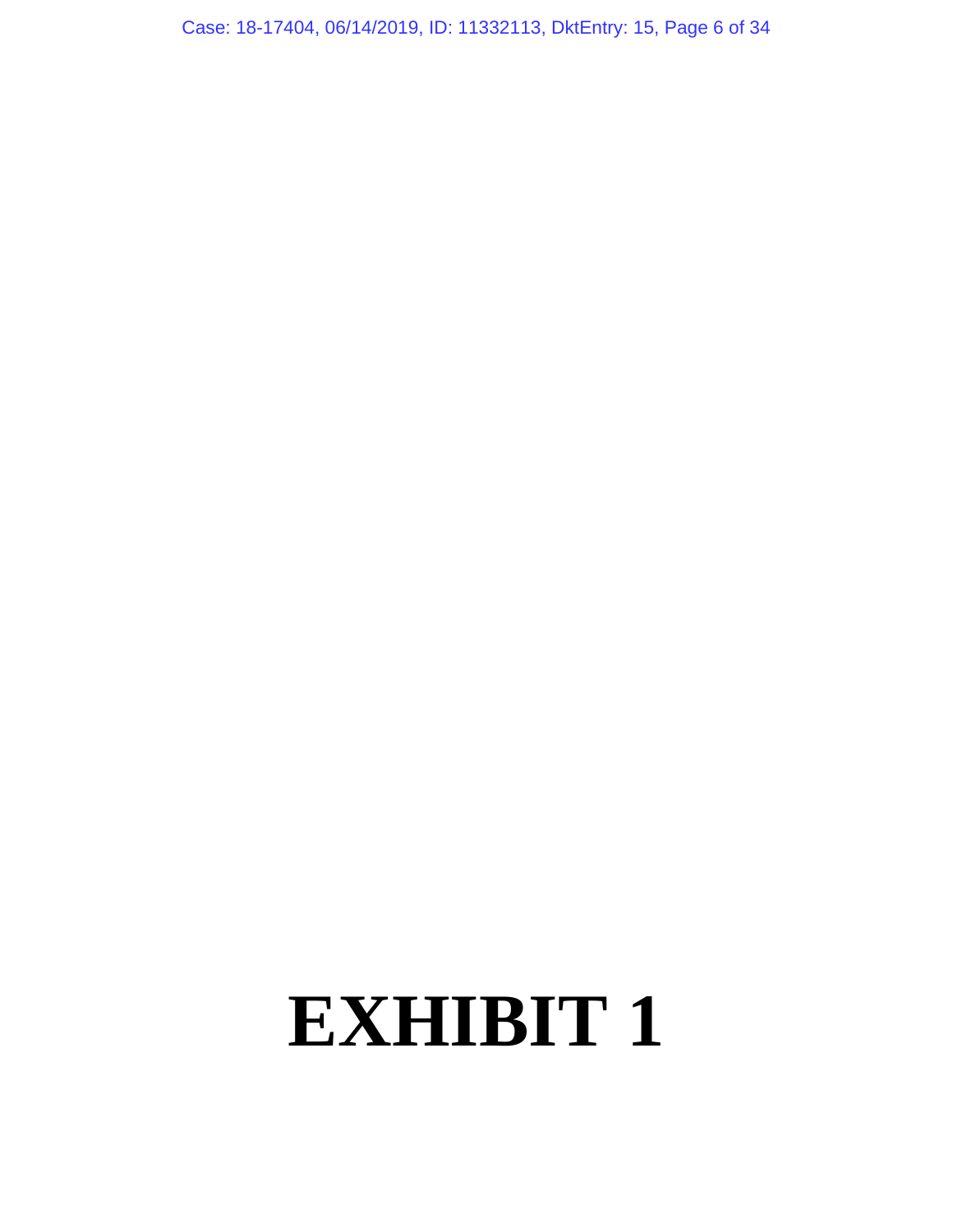# EXHIBIT 1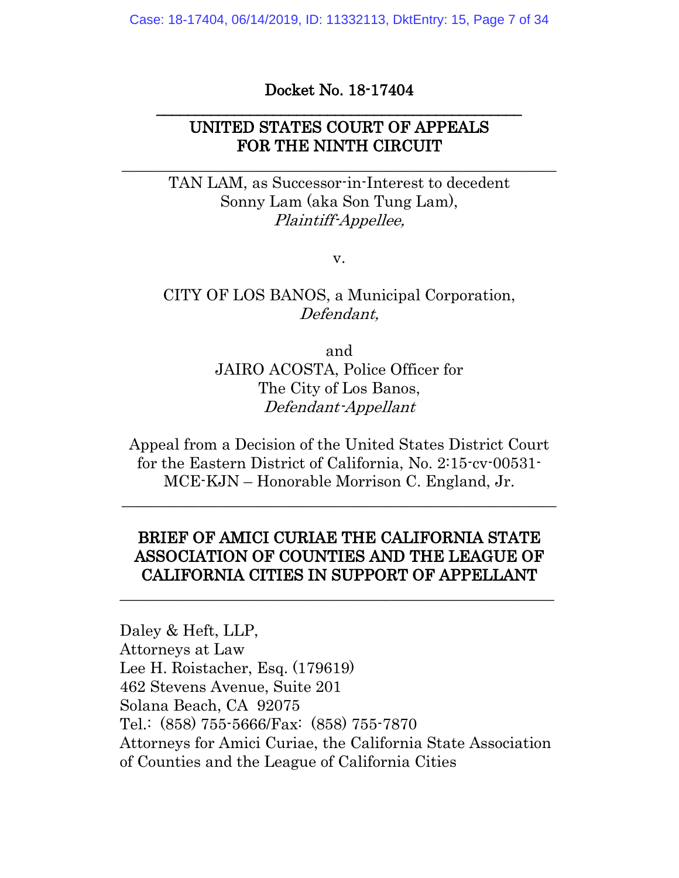Docket No. 18-17404

---

UNITED STATES COURT OF APPEALS
FOR THE NINTH CIRCUIT

---

TAN LAM, as Successor-in-Interest to decedent
Sonny Lam (aka Son Tung Lam),
*Plaintiff-Appellee,*

v.

CITY OF LOS BANOS, a Municipal Corporation,
*Defendant,*

and
JAIRO ACOSTA, Police Officer for
The City of Los Banos,
*Defendant-Appellant*

Appeal from a Decision of the United States District Court
for the Eastern District of California, No. 2:15-cv-00531-
MCE-KJN – Honorable Morrison C. England, Jr.

---

**BRIEF OF AMICI CURIAE THE CALIFORNIA STATE ASSOCIATION OF COUNTIES AND THE LEAGUE OF CALIFORNIA CITIES IN SUPPORT OF APPELLANT**

---

Daley & Heft, LLP,
Attorneys at Law
Lee H. Roistacher, Esq. (179619)
462 Stevens Avenue, Suite 201
Solana Beach, CA 92075
Tel.: (858) 755-5666/Fax: (858) 755-7870
Attorneys for Amici Curiae, the California State Association of Counties and the League of California Cities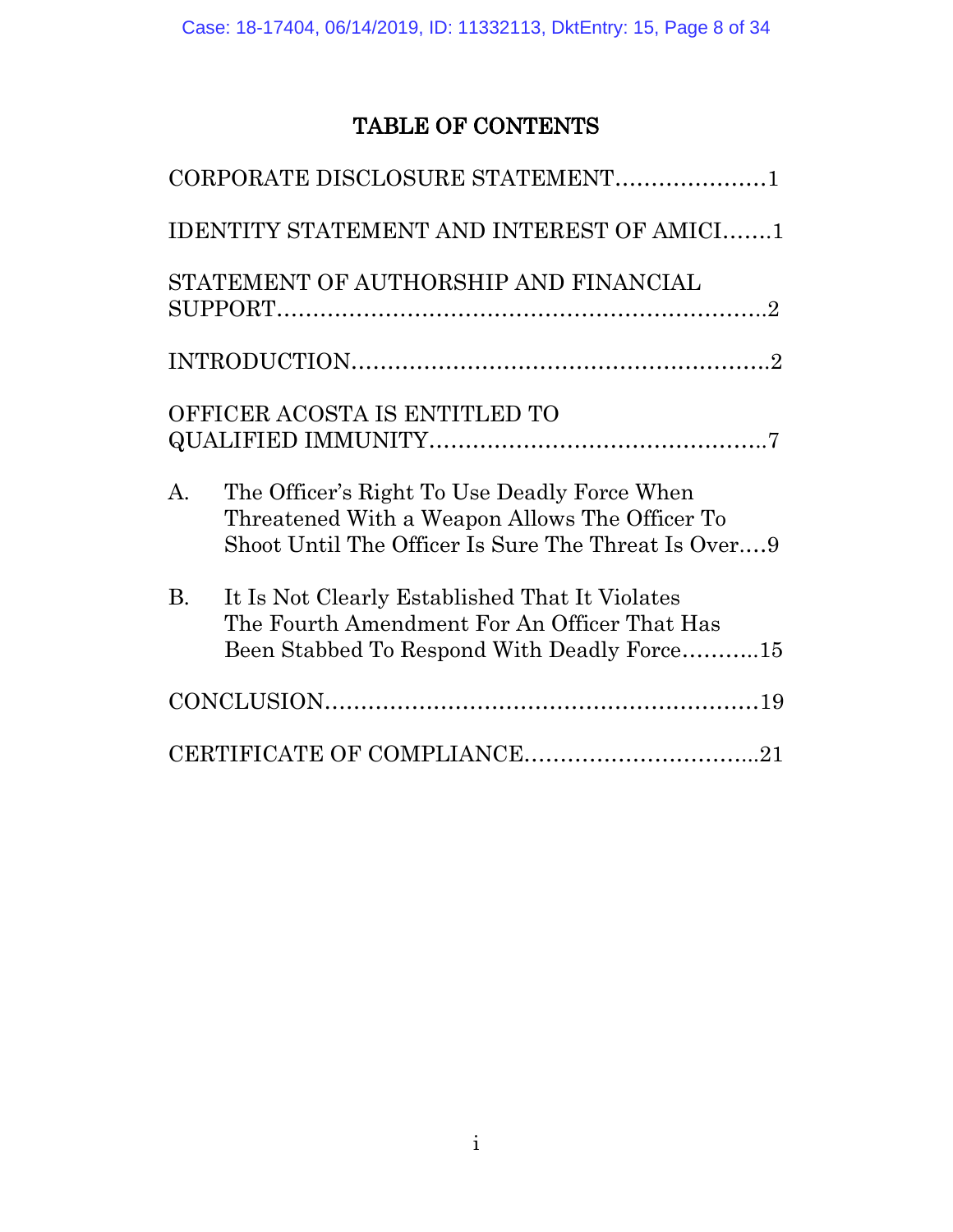# TABLE OF CONTENTS

CORPORATE DISCLOSURE STATEMENT.....................1

IDENTITY STATEMENT AND INTEREST OF AMICI.......1

STATEMENT OF AUTHORSHIP AND FINANCIAL SUPPORT....................................................................2

INTRODUCTION.........................................................2

OFFICER ACOSTA IS ENTITLED TO QUALIFIED IMMUNITY..............................................7

A. The Officer's Right To Use Deadly Force When Threatened With a Weapon Allows The Officer To Shoot Until The Officer Is Sure The Threat Is Over....9

B. It Is Not Clearly Established That It Violates The Fourth Amendment For An Officer That Has Been Stabbed To Respond With Deadly Force...........15

CONCLUSION............................................................19

CERTIFICATE OF COMPLIANCE...............................21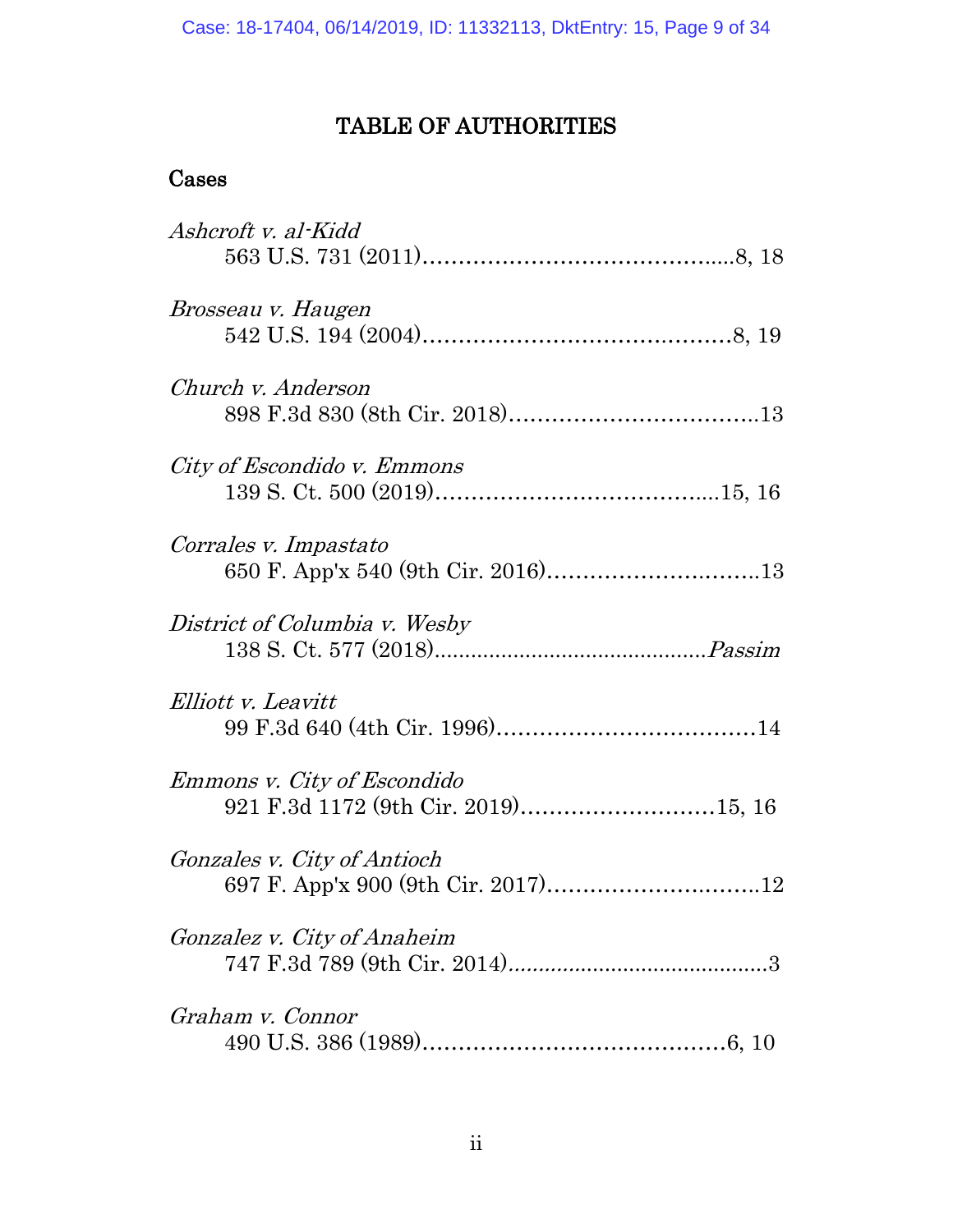# TABLE OF AUTHORITIES

## Cases

*Ashcroft v. al-Kidd*
563 U.S. 731 (2011)..........................................8, 18

*Brosseau v. Haugen*
542 U.S. 194 (2004)..........................................8, 19

*Church v. Anderson*
898 F.3d 830 (8th Cir. 2018)..................................13

*City of Escondido v. Emmons*
139 S. Ct. 500 (2019)......................................15, 16

*Corrales v. Impastato*
650 F. App'x 540 (9th Cir. 2016)..............................13

*District of Columbia v. Wesby*
138 S. Ct. 577 (2018)..........................................*Passim*

*Elliott v. Leavitt*
99 F.3d 640 (4th Cir. 1996)....................................14

*Emmons v. City of Escondido*
921 F.3d 1172 (9th Cir. 2019)...........................15, 16

*Gonzales v. City of Antioch*
697 F. App'x 900 (9th Cir. 2017)..............................12

*Gonzalez v. City of Anaheim*
747 F.3d 789 (9th Cir. 2014)..........................................3

*Graham v. Connor*
490 U.S. 386 (1989)..........................................6, 10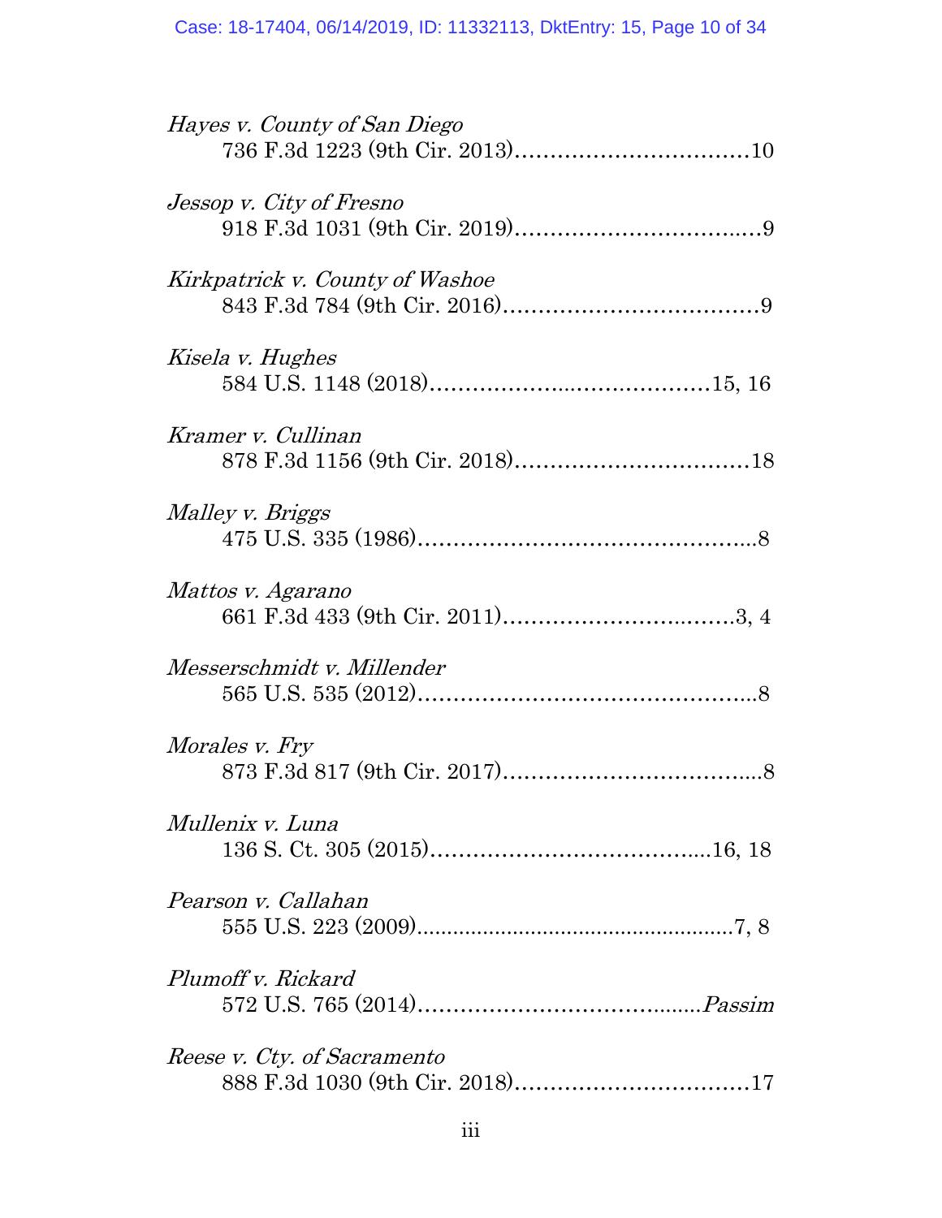*Hayes v. County of San Diego*
736 F.3d 1223 (9th Cir. 2013)……………………………10

*Jessop v. City of Fresno*
918 F.3d 1031 (9th Cir. 2019)……………………………9

*Kirkpatrick v. County of Washoe*
843 F.3d 784 (9th Cir. 2016)………………………………9

*Kisela v. Hughes*
584 U.S. 1148 (2018)…………………………………15, 16

*Kramer v. Cullinan*
878 F.3d 1156 (9th Cir. 2018)……………………………18

*Malley v. Briggs*
475 U.S. 335 (1986)…………………………………………8

*Mattos v. Agarano*
661 F.3d 433 (9th Cir. 2011)……………………………3, 4

*Messerschmidt v. Millender*
565 U.S. 535 (2012)…………………………………………8

*Morales v. Fry*
873 F.3d 817 (9th Cir. 2017)………………………………8

*Mullenix v. Luna*
136 S. Ct. 305 (2015)…………………………………16, 18

*Pearson v. Callahan*
555 U.S. 223 (2009)……………………………………7, 8

*Plumoff v. Rickard*
572 U.S. 765 (2014)……………………………………*Passim*

*Reese v. Cty. of Sacramento*
888 F.3d 1030 (9th Cir. 2018)……………………………17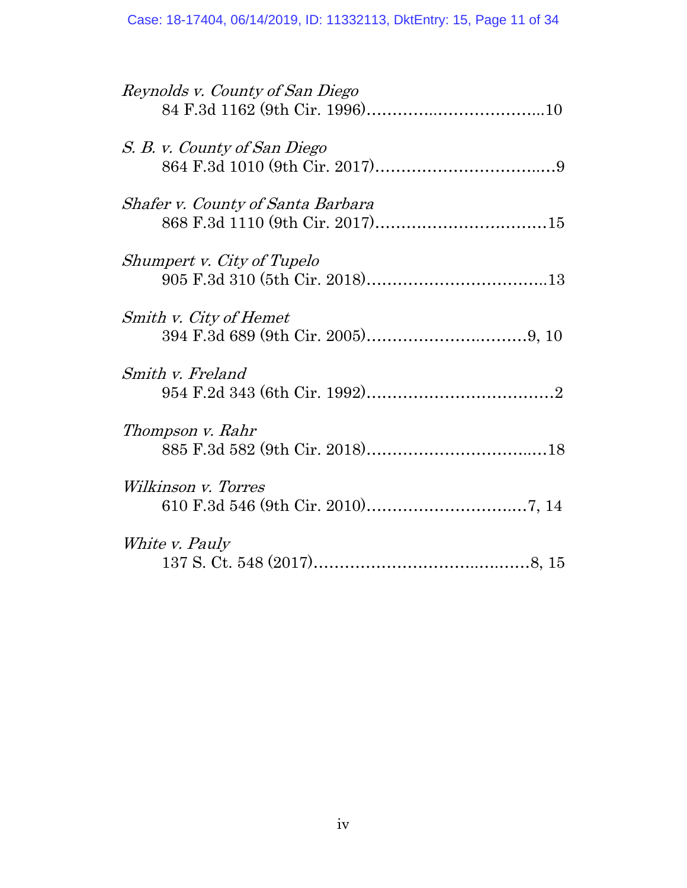*Reynolds v. County of San Diego*
84 F.3d 1162 (9th Cir. 1996)……………..…………………..10

*S. B. v. County of San Diego*
864 F.3d 1010 (9th Cir. 2017)…………………………..….9

*Shafer v. County of Santa Barbara*
868 F.3d 1110 (9th Cir. 2017)…………………….………15

*Shumpert v. City of Tupelo*
905 F.3d 310 (5th Cir. 2018)……………………………..13

*Smith v. City of Hemet*
394 F.3d 689 (9th Cir. 2005)…………………..………9, 10

*Smith v. Freland*
954 F.2d 343 (6th Cir. 1992)………………………………2

*Thompson v. Rahr*
885 F.3d 582 (9th Cir. 2018)…………………………..…18

*Wilkinson v. Torres*
610 F.3d 546 (9th Cir. 2010)…………………………..7, 14

*White v. Pauly*
137 S. Ct. 548 (2017)………………………………..……8, 15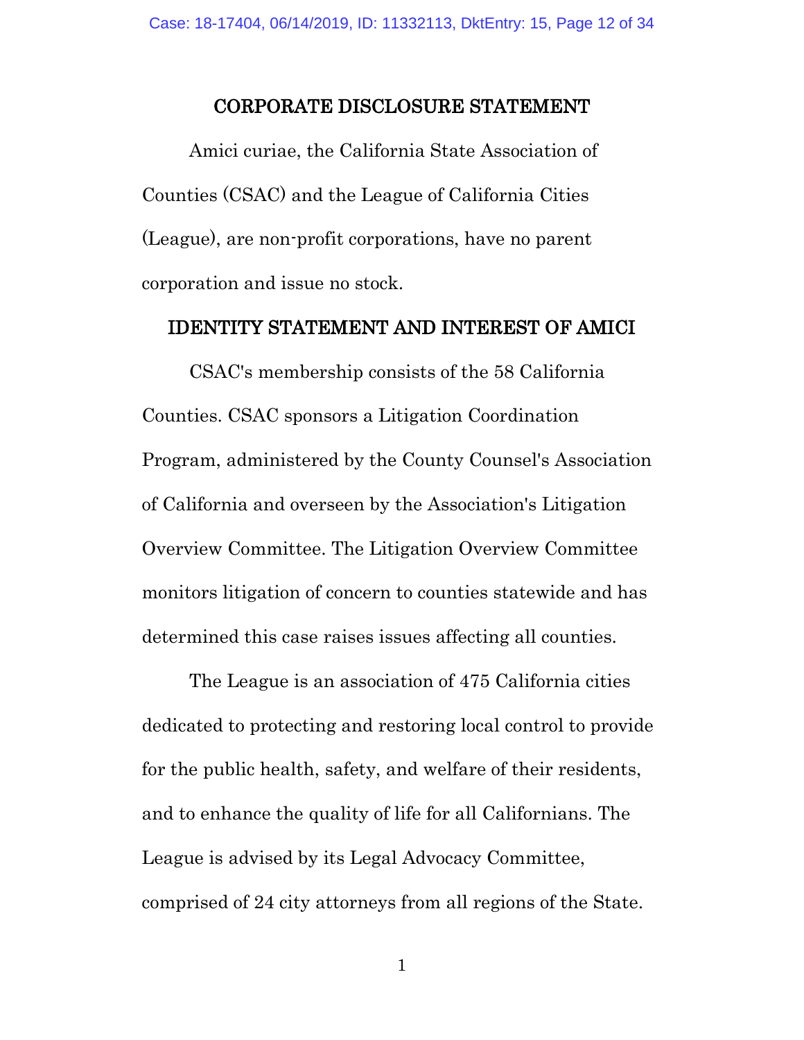## CORPORATE DISCLOSURE STATEMENT

Amici curiae, the California State Association of Counties (CSAC) and the League of California Cities (League), are non-profit corporations, have no parent corporation and issue no stock.

## IDENTITY STATEMENT AND INTEREST OF AMICI

CSAC's membership consists of the 58 California Counties. CSAC sponsors a Litigation Coordination Program, administered by the County Counsel's Association of California and overseen by the Association's Litigation Overview Committee. The Litigation Overview Committee monitors litigation of concern to counties statewide and has determined this case raises issues affecting all counties.

The League is an association of 475 California cities dedicated to protecting and restoring local control to provide for the public health, safety, and welfare of their residents, and to enhance the quality of life for all Californians. The League is advised by its Legal Advocacy Committee, comprised of 24 city attorneys from all regions of the State.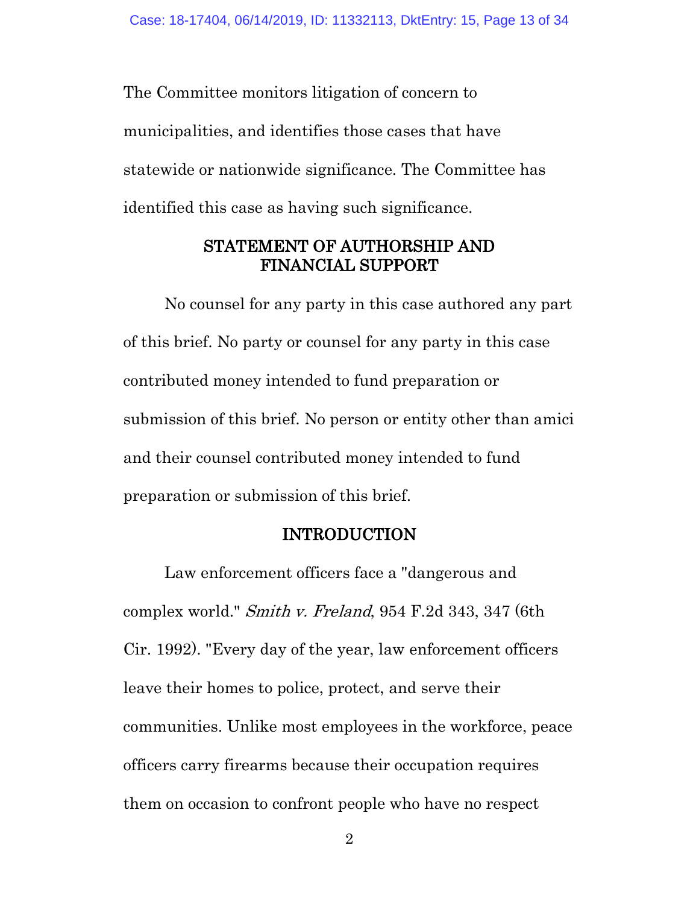The Committee monitors litigation of concern to municipalities, and identifies those cases that have statewide or nationwide significance. The Committee has identified this case as having such significance.

## STATEMENT OF AUTHORSHIP AND FINANCIAL SUPPORT

No counsel for any party in this case authored any part of this brief. No party or counsel for any party in this case contributed money intended to fund preparation or submission of this brief. No person or entity other than amici and their counsel contributed money intended to fund preparation or submission of this brief.

## INTRODUCTION

Law enforcement officers face a "dangerous and complex world." *Smith v. Freland*, 954 F.2d 343, 347 (6th Cir. 1992). "Every day of the year, law enforcement officers leave their homes to police, protect, and serve their communities. Unlike most employees in the workforce, peace officers carry firearms because their occupation requires them on occasion to confront people who have no respect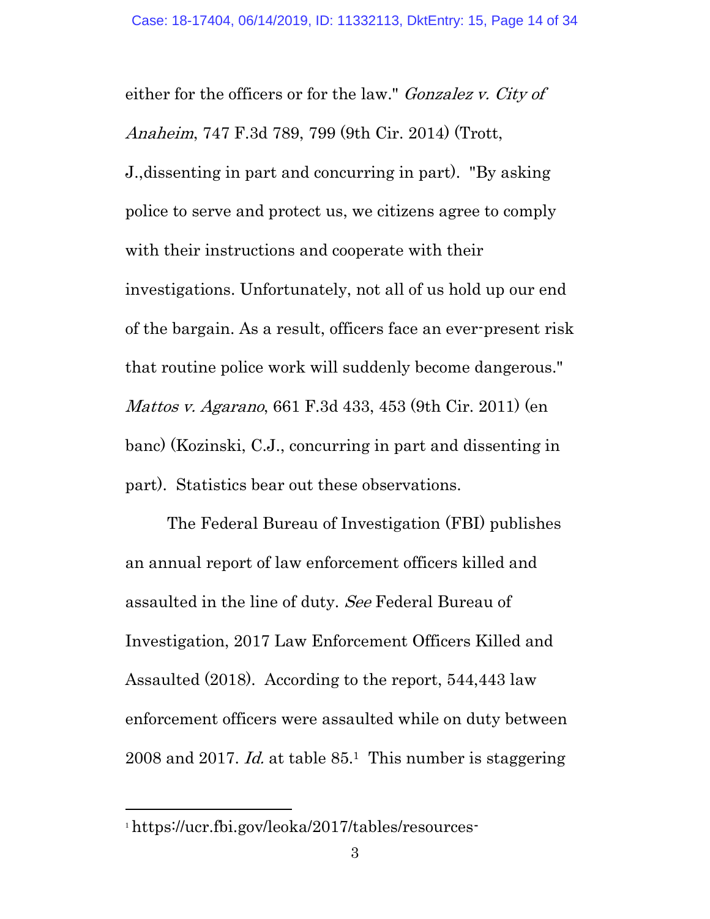either for the officers or for the law." *Gonzalez v. City of Anaheim*, 747 F.3d 789, 799 (9th Cir. 2014) (Trott, J.,dissenting in part and concurring in part). "By asking police to serve and protect us, we citizens agree to comply with their instructions and cooperate with their investigations. Unfortunately, not all of us hold up our end of the bargain. As a result, officers face an ever-present risk that routine police work will suddenly become dangerous." *Mattos v. Agarano*, 661 F.3d 433, 453 (9th Cir. 2011) (en banc) (Kozinski, C.J., concurring in part and dissenting in part). Statistics bear out these observations.

The Federal Bureau of Investigation (FBI) publishes an annual report of law enforcement officers killed and assaulted in the line of duty. *See* Federal Bureau of Investigation, 2017 Law Enforcement Officers Killed and Assaulted (2018). According to the report, 544,443 law enforcement officers were assaulted while on duty between 2008 and 2017. *Id.* at table 85.[1] This number is staggering

---

[1] https://ucr.fbi.gov/leoka/2017/tables/resources-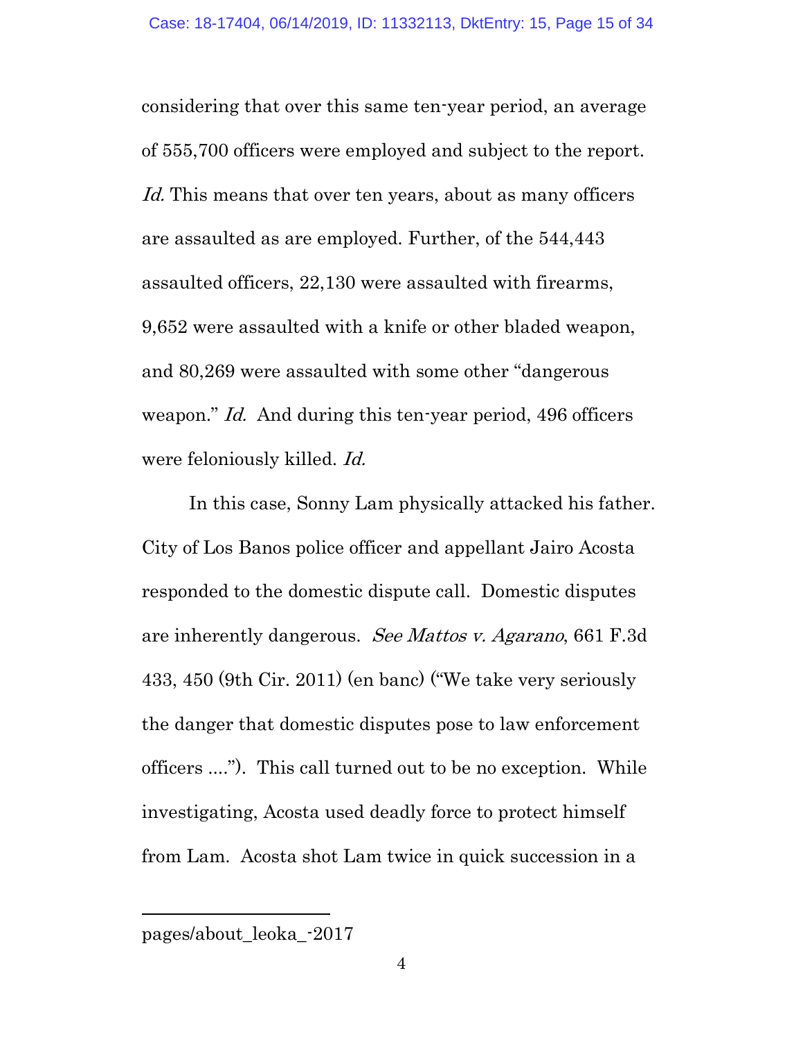considering that over this same ten-year period, an average of 555,700 officers were employed and subject to the report. *Id.* This means that over ten years, about as many officers are assaulted as are employed. Further, of the 544,443 assaulted officers, 22,130 were assaulted with firearms, 9,652 were assaulted with a knife or other bladed weapon, and 80,269 were assaulted with some other "dangerous weapon." *Id.* And during this ten-year period, 496 officers were feloniously killed. *Id.*

In this case, Sonny Lam physically attacked his father. City of Los Banos police officer and appellant Jairo Acosta responded to the domestic dispute call. Domestic disputes are inherently dangerous. *See Mattos v. Agarano*, 661 F.3d 433, 450 (9th Cir. 2011) (en banc) ("We take very seriously the danger that domestic disputes pose to law enforcement officers ...."). This call turned out to be no exception. While investigating, Acosta used deadly force to protect himself from Lam. Acosta shot Lam twice in quick succession in a

---

pages/about_leoka_-2017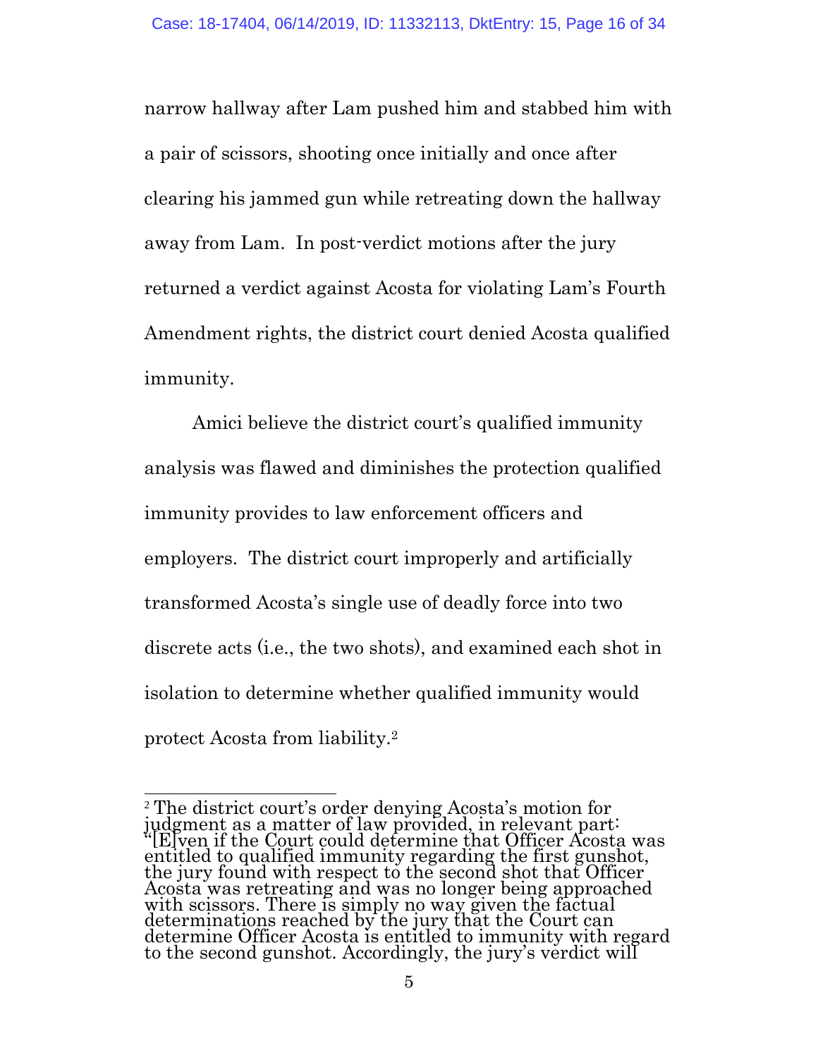narrow hallway after Lam pushed him and stabbed him with a pair of scissors, shooting once initially and once after clearing his jammed gun while retreating down the hallway away from Lam. In post-verdict motions after the jury returned a verdict against Acosta for violating Lam's Fourth Amendment rights, the district court denied Acosta qualified immunity.

Amici believe the district court's qualified immunity analysis was flawed and diminishes the protection qualified immunity provides to law enforcement officers and employers. The district court improperly and artificially transformed Acosta's single use of deadly force into two discrete acts (i.e., the two shots), and examined each shot in isolation to determine whether qualified immunity would protect Acosta from liability.[2]

---

[2] The district court's order denying Acosta's motion for judgment as a matter of law provided, in relevant part: "[E]ven if the Court could determine that Officer Acosta was entitled to qualified immunity regarding the first gunshot, the jury found with respect to the second shot that Officer Acosta was retreating and was no longer being approached with scissors. There is simply no way given the factual determinations reached by the jury that the Court can determine Officer Acosta is entitled to immunity with regard to the second gunshot. Accordingly, the jury's verdict will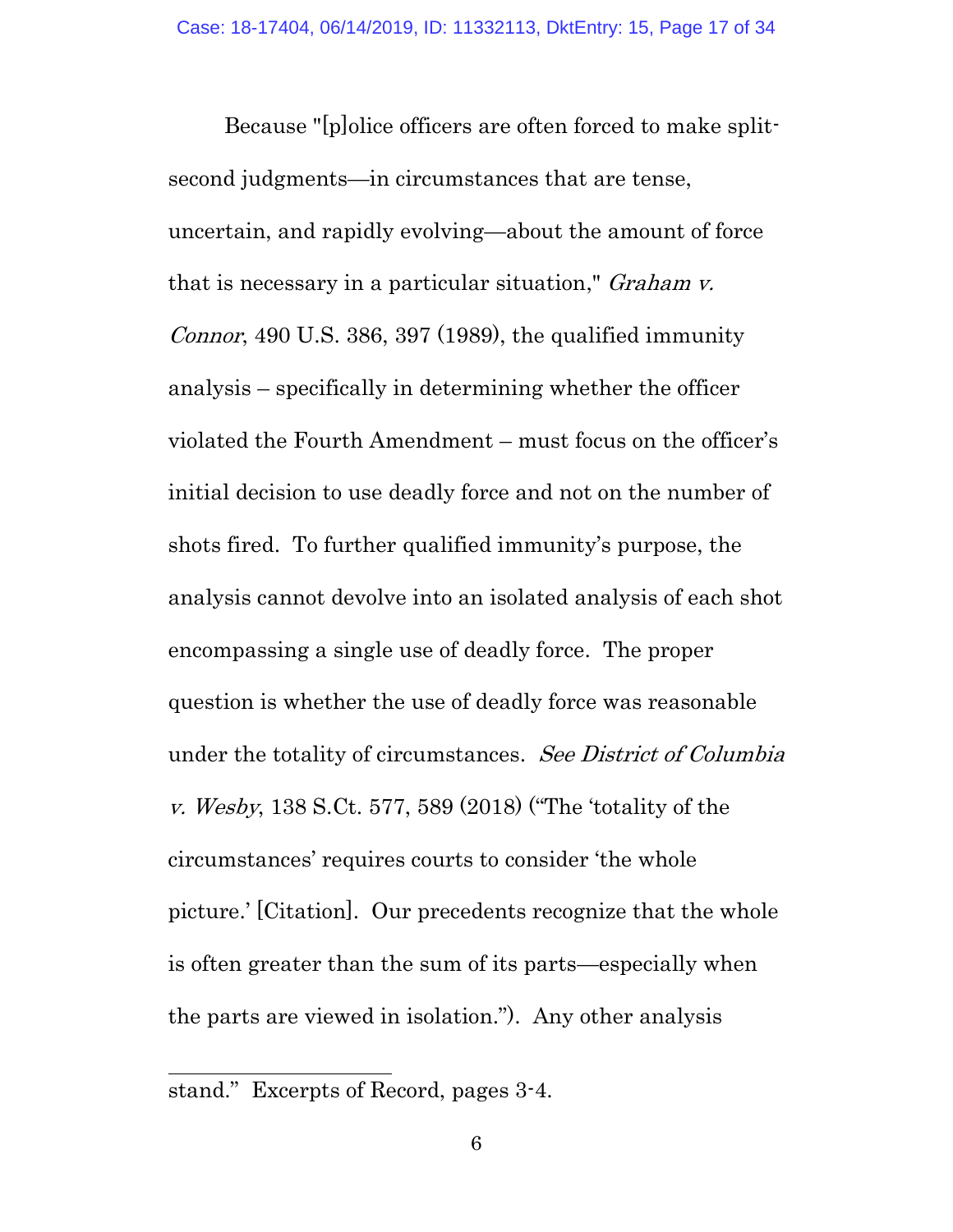Because "[p]olice officers are often forced to make split-second judgments—in circumstances that are tense, uncertain, and rapidly evolving—about the amount of force that is necessary in a particular situation," *Graham v. Connor*, 490 U.S. 386, 397 (1989), the qualified immunity analysis – specifically in determining whether the officer violated the Fourth Amendment – must focus on the officer's initial decision to use deadly force and not on the number of shots fired. To further qualified immunity's purpose, the analysis cannot devolve into an isolated analysis of each shot encompassing a single use of deadly force. The proper question is whether the use of deadly force was reasonable under the totality of circumstances. *See District of Columbia v. Wesby*, 138 S.Ct. 577, 589 (2018) ("The 'totality of the circumstances' requires courts to consider 'the whole picture.' [Citation]. Our precedents recognize that the whole is often greater than the sum of its parts—especially when the parts are viewed in isolation."). Any other analysis

---

stand." Excerpts of Record, pages 3-4.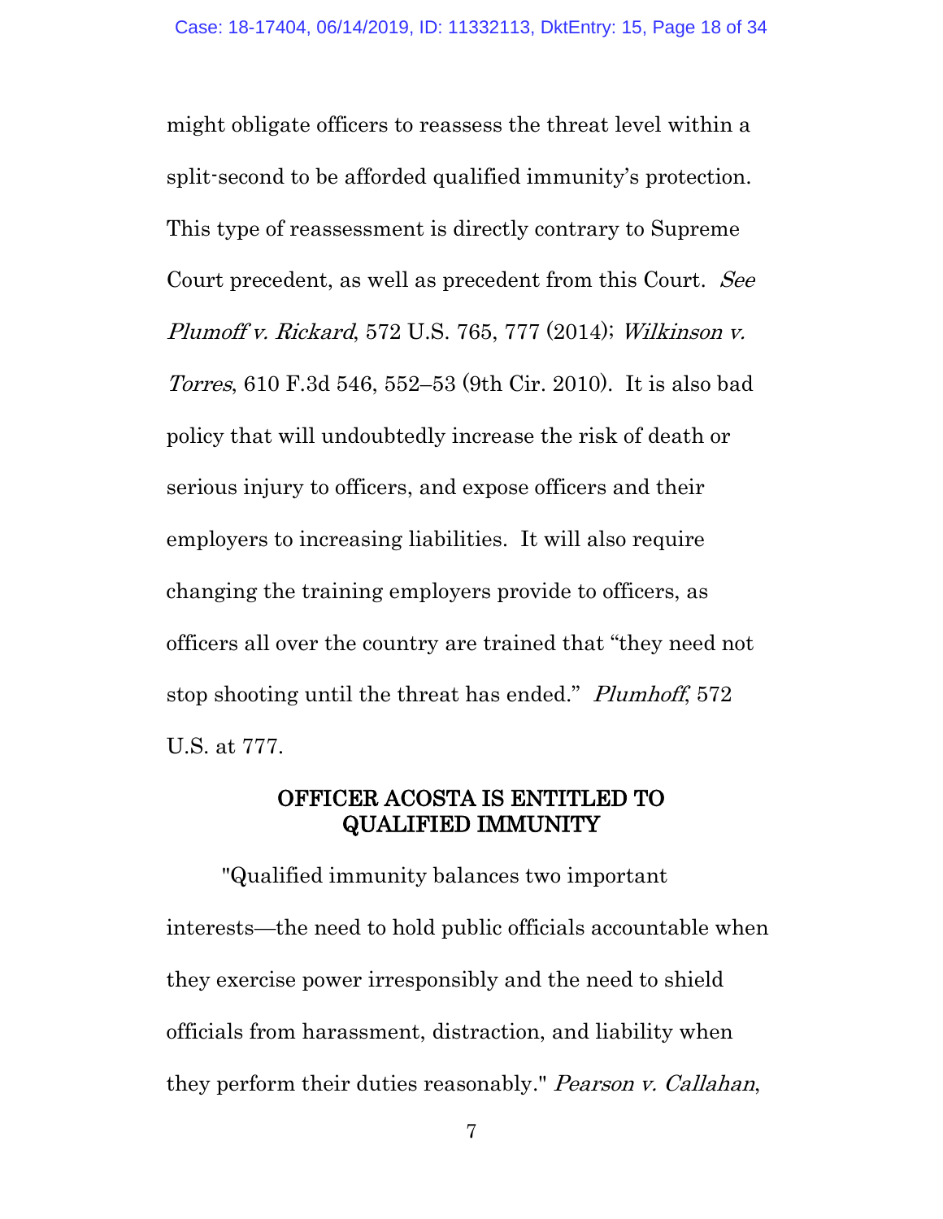might obligate officers to reassess the threat level within a split-second to be afforded qualified immunity's protection. This type of reassessment is directly contrary to Supreme Court precedent, as well as precedent from this Court. *See Plumoff v. Rickard*, 572 U.S. 765, 777 (2014); *Wilkinson v. Torres*, 610 F.3d 546, 552–53 (9th Cir. 2010). It is also bad policy that will undoubtedly increase the risk of death or serious injury to officers, and expose officers and their employers to increasing liabilities. It will also require changing the training employers provide to officers, as officers all over the country are trained that "they need not stop shooting until the threat has ended." *Plumhoff*, 572 U.S. at 777.

## OFFICER ACOSTA IS ENTITLED TO QUALIFIED IMMUNITY

"Qualified immunity balances two important interests—the need to hold public officials accountable when they exercise power irresponsibly and the need to shield officials from harassment, distraction, and liability when they perform their duties reasonably." *Pearson v. Callahan*,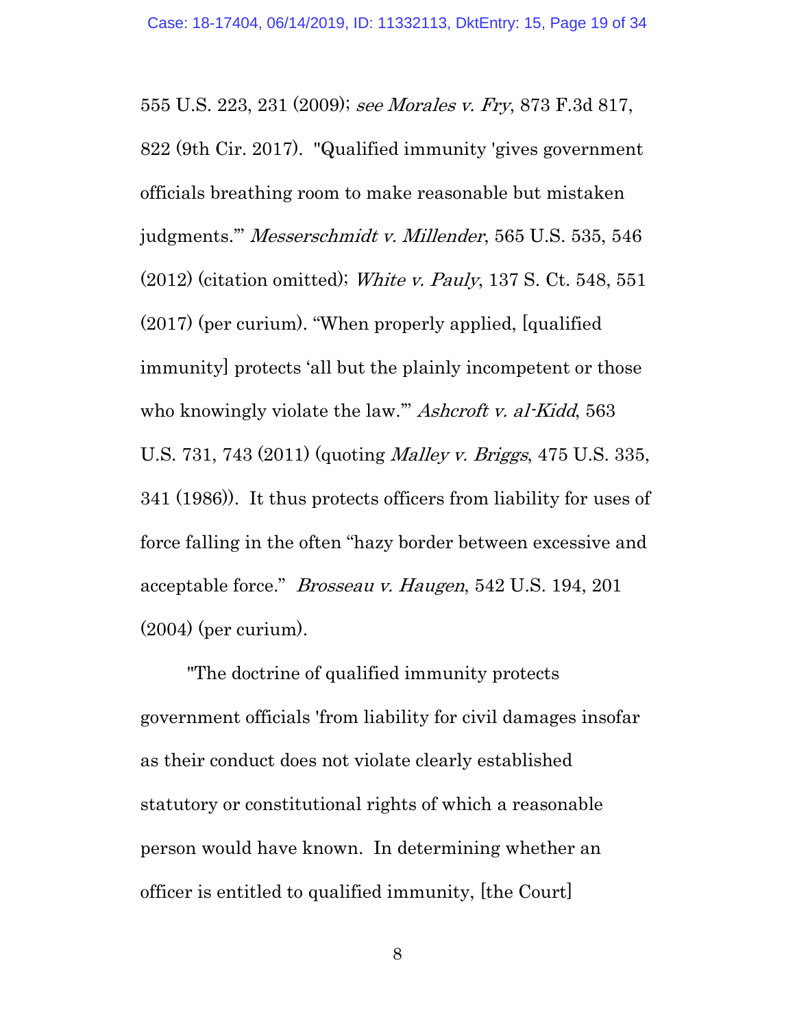555 U.S. 223, 231 (2009); *see Morales v. Fry*, 873 F.3d 817, 822 (9th Cir. 2017). "Qualified immunity 'gives government officials breathing room to make reasonable but mistaken judgments.'" *Messerschmidt v. Millender*, 565 U.S. 535, 546 (2012) (citation omitted); *White v. Pauly*, 137 S. Ct. 548, 551 (2017) (per curium). "When properly applied, [qualified immunity] protects 'all but the plainly incompetent or those who knowingly violate the law.'" *Ashcroft v. al-Kidd*, 563 U.S. 731, 743 (2011) (quoting *Malley v. Briggs*, 475 U.S. 335, 341 (1986)). It thus protects officers from liability for uses of force falling in the often "hazy border between excessive and acceptable force." *Brosseau v. Haugen*, 542 U.S. 194, 201 (2004) (per curium).

"The doctrine of qualified immunity protects government officials 'from liability for civil damages insofar as their conduct does not violate clearly established statutory or constitutional rights of which a reasonable person would have known. In determining whether an officer is entitled to qualified immunity, [the Court]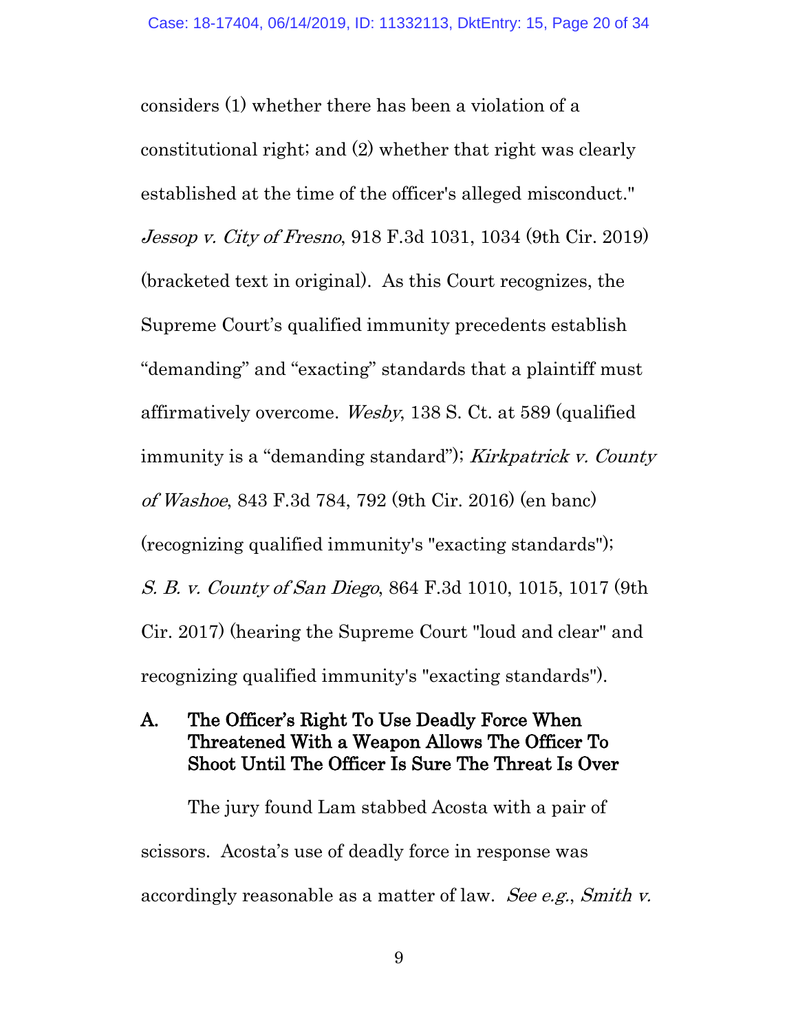considers (1) whether there has been a violation of a constitutional right; and (2) whether that right was clearly established at the time of the officer's alleged misconduct." *Jessop v. City of Fresno*, 918 F.3d 1031, 1034 (9th Cir. 2019) (bracketed text in original). As this Court recognizes, the Supreme Court's qualified immunity precedents establish "demanding" and "exacting" standards that a plaintiff must affirmatively overcome. *Wesby*, 138 S. Ct. at 589 (qualified immunity is a "demanding standard"); *Kirkpatrick v. County of Washoe*, 843 F.3d 784, 792 (9th Cir. 2016) (en banc) (recognizing qualified immunity's "exacting standards"); *S. B. v. County of San Diego*, 864 F.3d 1010, 1015, 1017 (9th Cir. 2017) (hearing the Supreme Court "loud and clear" and recognizing qualified immunity's "exacting standards").

## A. The Officer's Right To Use Deadly Force When Threatened With a Weapon Allows The Officer To Shoot Until The Officer Is Sure The Threat Is Over

The jury found Lam stabbed Acosta with a pair of scissors. Acosta's use of deadly force in response was accordingly reasonable as a matter of law. *See e.g.*, *Smith v.*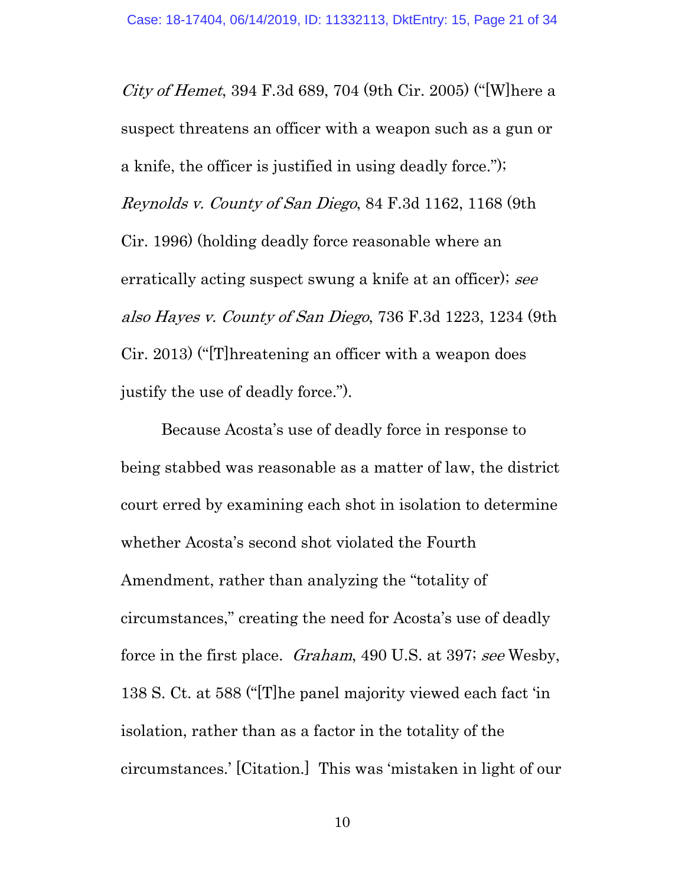*City of Hemet*, 394 F.3d 689, 704 (9th Cir. 2005) ("[W]here a suspect threatens an officer with a weapon such as a gun or a knife, the officer is justified in using deadly force."); *Reynolds v. County of San Diego*, 84 F.3d 1162, 1168 (9th Cir. 1996) (holding deadly force reasonable where an erratically acting suspect swung a knife at an officer); *see also Hayes v. County of San Diego*, 736 F.3d 1223, 1234 (9th Cir. 2013) ("[T]hreatening an officer with a weapon does justify the use of deadly force.").

Because Acosta's use of deadly force in response to being stabbed was reasonable as a matter of law, the district court erred by examining each shot in isolation to determine whether Acosta's second shot violated the Fourth Amendment, rather than analyzing the "totality of circumstances," creating the need for Acosta's use of deadly force in the first place. *Graham*, 490 U.S. at 397; *see* Wesby, 138 S. Ct. at 588 ("[T]he panel majority viewed each fact 'in isolation, rather than as a factor in the totality of the circumstances.' [Citation.] This was 'mistaken in light of our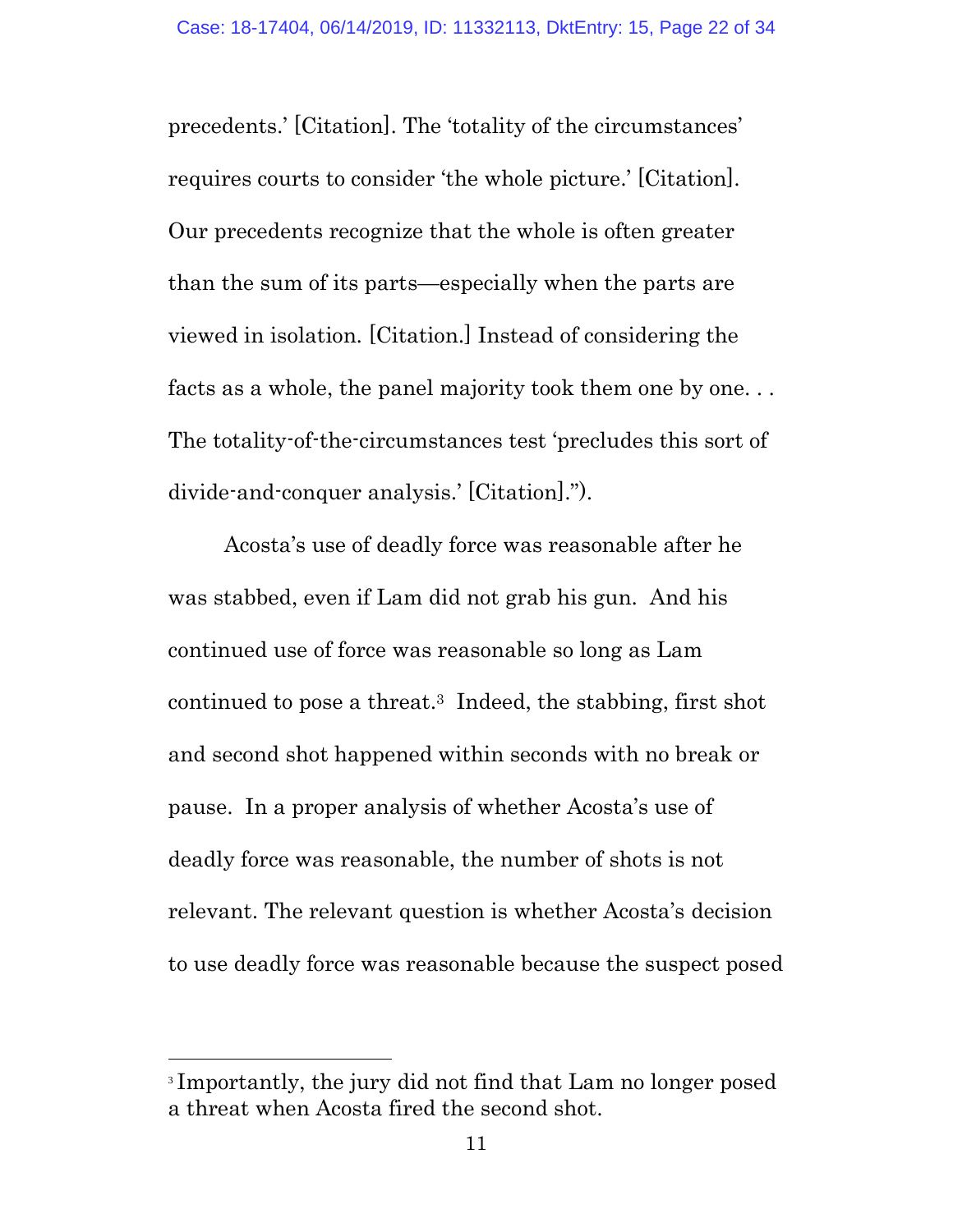precedents.' [Citation]. The 'totality of the circumstances' requires courts to consider 'the whole picture.' [Citation]. Our precedents recognize that the whole is often greater than the sum of its parts—especially when the parts are viewed in isolation. [Citation.] Instead of considering the facts as a whole, the panel majority took them one by one. . . The totality-of-the-circumstances test 'precludes this sort of divide-and-conquer analysis.' [Citation].").

Acosta's use of deadly force was reasonable after he was stabbed, even if Lam did not grab his gun. And his continued use of force was reasonable so long as Lam continued to pose a threat.[3] Indeed, the stabbing, first shot and second shot happened within seconds with no break or pause. In a proper analysis of whether Acosta's use of deadly force was reasonable, the number of shots is not relevant. The relevant question is whether Acosta's decision to use deadly force was reasonable because the suspect posed

[3] Importantly, the jury did not find that Lam no longer posed a threat when Acosta fired the second shot.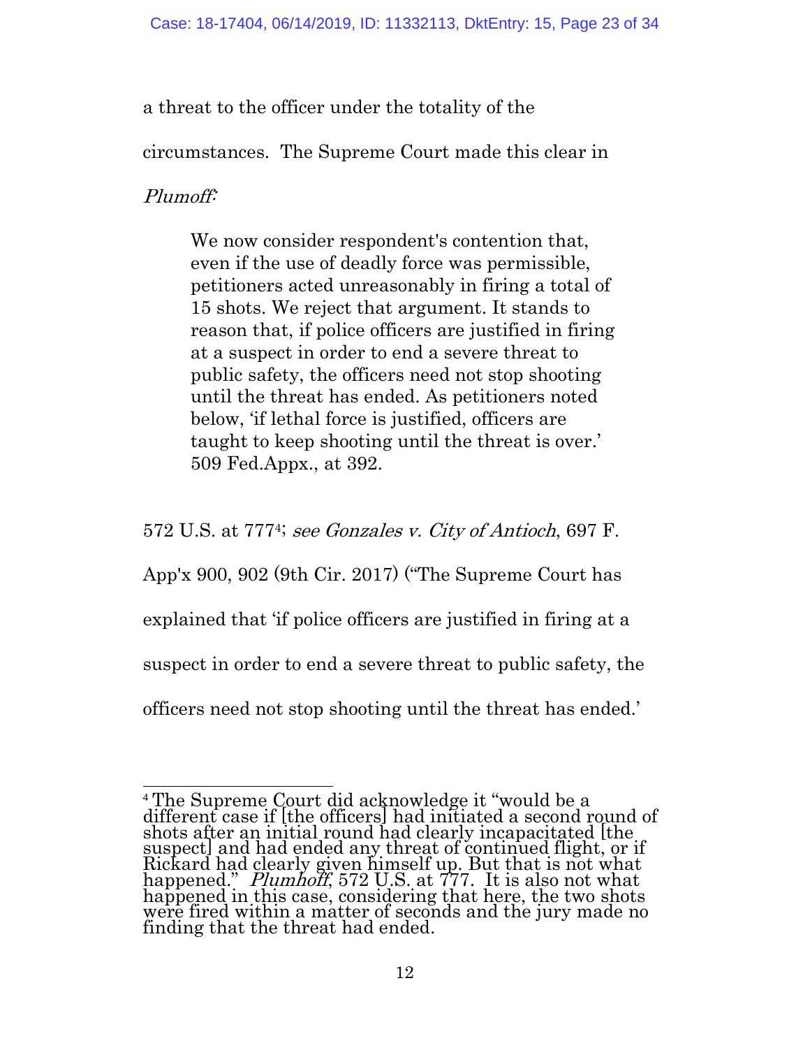a threat to the officer under the totality of the circumstances. The Supreme Court made this clear in *Plumoff*:

> We now consider respondent's contention that, even if the use of deadly force was permissible, petitioners acted unreasonably in firing a total of 15 shots. We reject that argument. It stands to reason that, if police officers are justified in firing at a suspect in order to end a severe threat to public safety, the officers need not stop shooting until the threat has ended. As petitioners noted below, 'if lethal force is justified, officers are taught to keep shooting until the threat is over.' 509 Fed.Appx., at 392.

572 U.S. at 777[4]; *see Gonzales v. City of Antioch*, 697 F. App'x 900, 902 (9th Cir. 2017) ("The Supreme Court has explained that 'if police officers are justified in firing at a suspect in order to end a severe threat to public safety, the officers need not stop shooting until the threat has ended.'

---

[4] The Supreme Court did acknowledge it "would be a different case if [the officers] had initiated a second round of shots after an initial round had clearly incapacitated [the suspect] and had ended any threat of continued flight, or if Rickard had clearly given himself up. But that is not what happened." *Plumhoff*, 572 U.S. at 777. It is also not what happened in this case, considering that here, the two shots were fired within a matter of seconds and the jury made no finding that the threat had ended.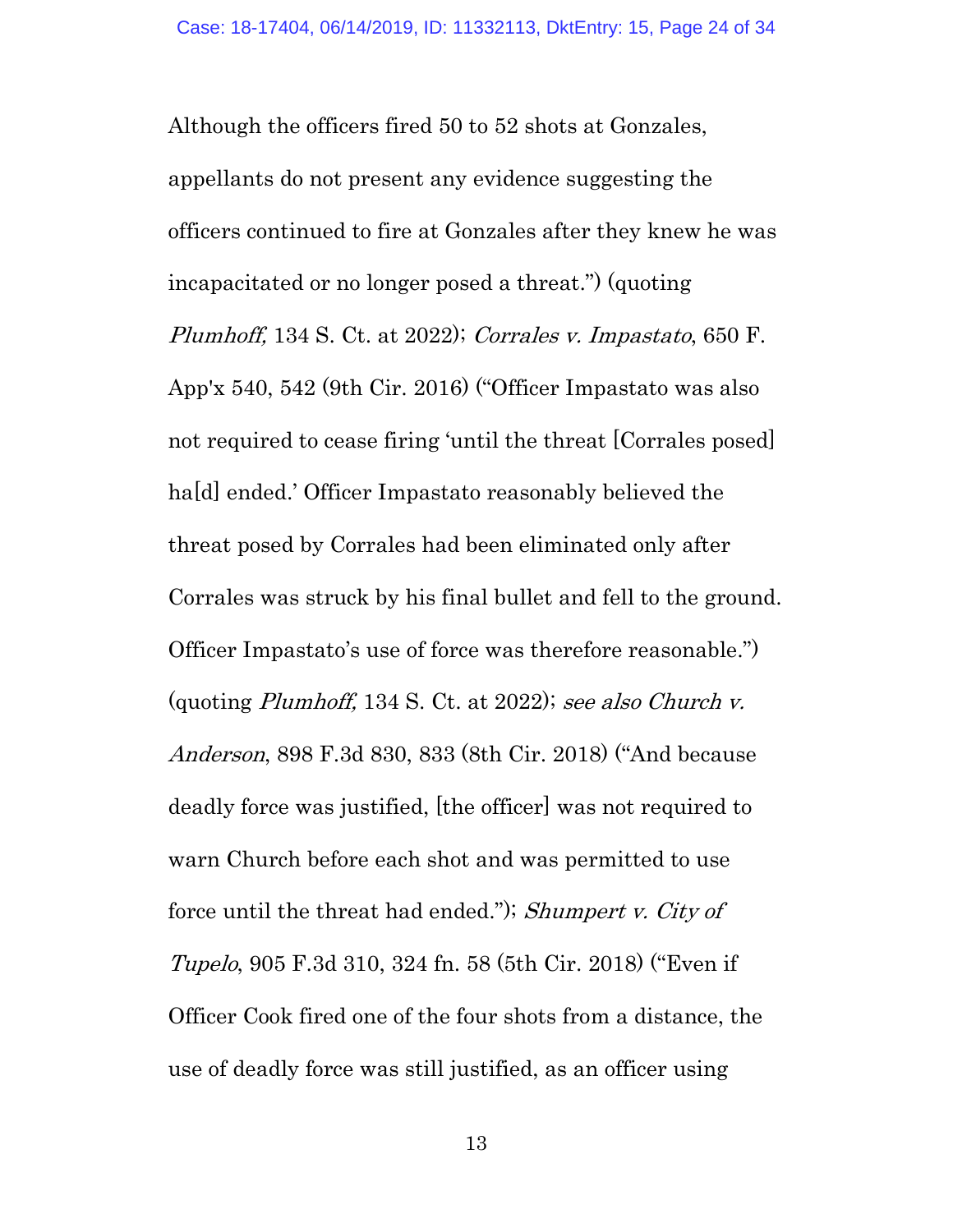Although the officers fired 50 to 52 shots at Gonzales, appellants do not present any evidence suggesting the officers continued to fire at Gonzales after they knew he was incapacitated or no longer posed a threat.") (quoting *Plumhoff,* 134 S. Ct. at 2022); *Corrales v. Impastato*, 650 F. App'x 540, 542 (9th Cir. 2016) ("Officer Impastato was also not required to cease firing 'until the threat [Corrales posed] ha[d] ended.' Officer Impastato reasonably believed the threat posed by Corrales had been eliminated only after Corrales was struck by his final bullet and fell to the ground. Officer Impastato's use of force was therefore reasonable.") (quoting *Plumhoff,* 134 S. Ct. at 2022); *see also Church v. Anderson*, 898 F.3d 830, 833 (8th Cir. 2018) ("And because deadly force was justified, [the officer] was not required to warn Church before each shot and was permitted to use force until the threat had ended."); *Shumpert v. City of Tupelo*, 905 F.3d 310, 324 fn. 58 (5th Cir. 2018) ("Even if Officer Cook fired one of the four shots from a distance, the use of deadly force was still justified, as an officer using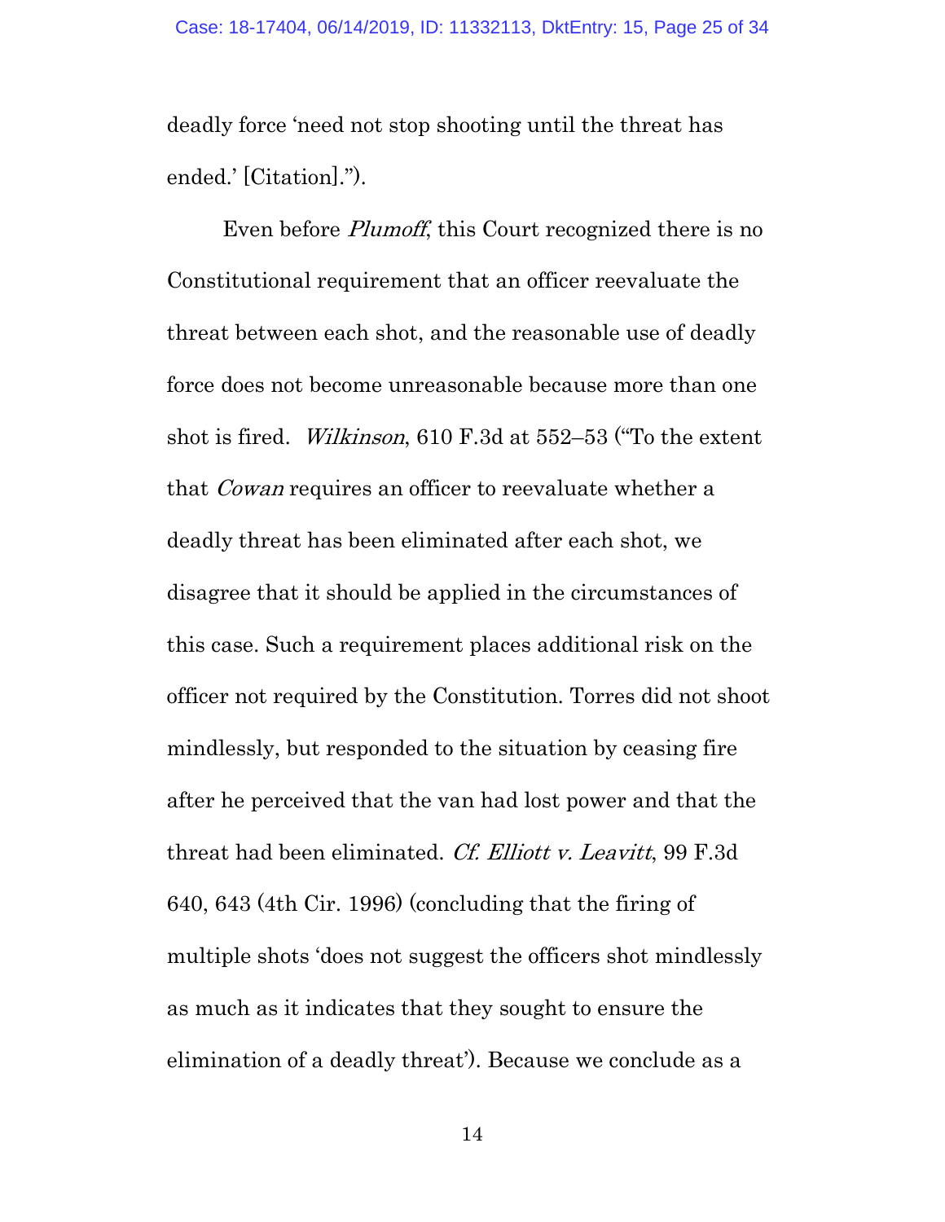deadly force 'need not stop shooting until the threat has ended.' [Citation].").

Even before *Plumoff*, this Court recognized there is no Constitutional requirement that an officer reevaluate the threat between each shot, and the reasonable use of deadly force does not become unreasonable because more than one shot is fired. *Wilkinson*, 610 F.3d at 552–53 ("To the extent that *Cowan* requires an officer to reevaluate whether a deadly threat has been eliminated after each shot, we disagree that it should be applied in the circumstances of this case. Such a requirement places additional risk on the officer not required by the Constitution. Torres did not shoot mindlessly, but responded to the situation by ceasing fire after he perceived that the van had lost power and that the threat had been eliminated. *Cf. Elliott v. Leavitt*, 99 F.3d 640, 643 (4th Cir. 1996) (concluding that the firing of multiple shots 'does not suggest the officers shot mindlessly as much as it indicates that they sought to ensure the elimination of a deadly threat'). Because we conclude as a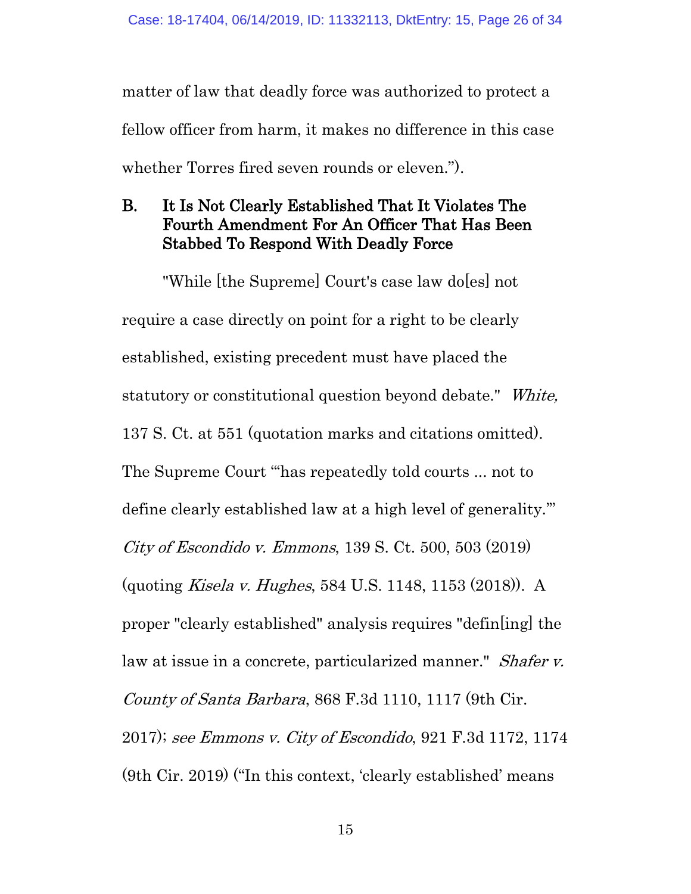matter of law that deadly force was authorized to protect a fellow officer from harm, it makes no difference in this case whether Torres fired seven rounds or eleven.").

### B. It Is Not Clearly Established That It Violates The Fourth Amendment For An Officer That Has Been Stabbed To Respond With Deadly Force

"While [the Supreme] Court's case law do[es] not require a case directly on point for a right to be clearly established, existing precedent must have placed the statutory or constitutional question beyond debate." *White,* 137 S. Ct. at 551 (quotation marks and citations omitted). The Supreme Court "'has repeatedly told courts ... not to define clearly established law at a high level of generality.'" *City of Escondido v. Emmons*, 139 S. Ct. 500, 503 (2019) (quoting *Kisela v. Hughes*, 584 U.S. 1148, 1153 (2018)). A proper "clearly established" analysis requires "defin[ing] the law at issue in a concrete, particularized manner." *Shafer v. County of Santa Barbara*, 868 F.3d 1110, 1117 (9th Cir. 2017); *see Emmons v. City of Escondido*, 921 F.3d 1172, 1174 (9th Cir. 2019) ("In this context, 'clearly established' means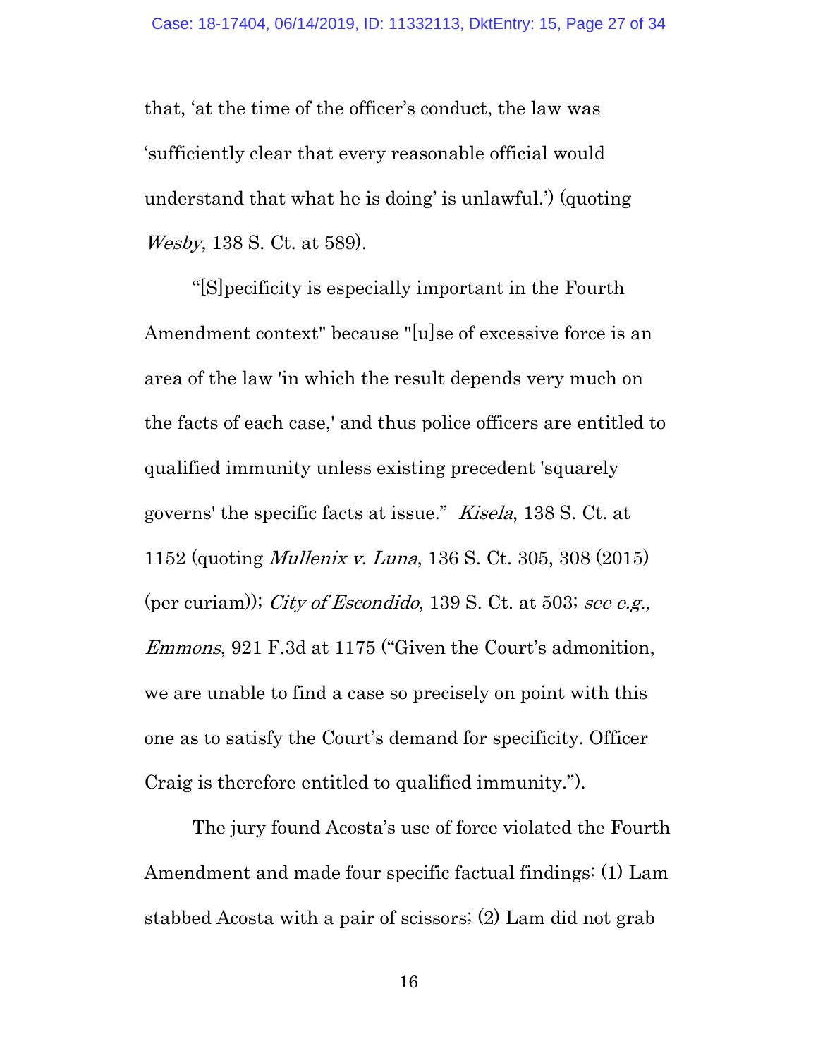that, 'at the time of the officer's conduct, the law was 'sufficiently clear that every reasonable official would understand that what he is doing' is unlawful.') (quoting *Wesby*, 138 S. Ct. at 589).

"[S]pecificity is especially important in the Fourth Amendment context" because "[u]se of excessive force is an area of the law 'in which the result depends very much on the facts of each case,' and thus police officers are entitled to qualified immunity unless existing precedent 'squarely governs' the specific facts at issue." *Kisela*, 138 S. Ct. at 1152 (quoting *Mullenix v. Luna*, 136 S. Ct. 305, 308 (2015) (per curiam)); *City of Escondido*, 139 S. Ct. at 503; *see e.g., Emmons*, 921 F.3d at 1175 ("Given the Court's admonition, we are unable to find a case so precisely on point with this one as to satisfy the Court's demand for specificity. Officer Craig is therefore entitled to qualified immunity.").

The jury found Acosta's use of force violated the Fourth Amendment and made four specific factual findings: (1) Lam stabbed Acosta with a pair of scissors; (2) Lam did not grab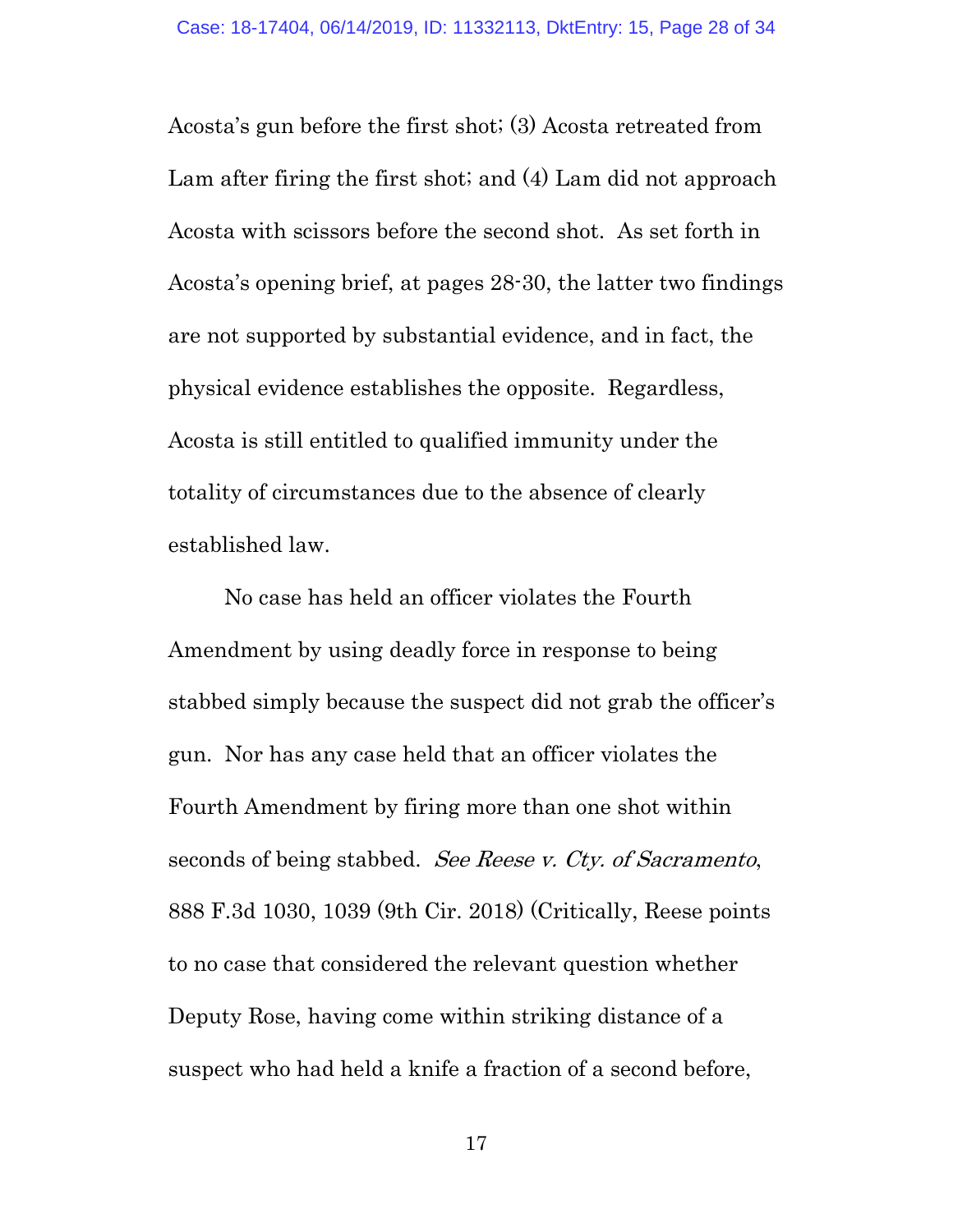Acosta's gun before the first shot; (3) Acosta retreated from Lam after firing the first shot; and (4) Lam did not approach Acosta with scissors before the second shot. As set forth in Acosta's opening brief, at pages 28-30, the latter two findings are not supported by substantial evidence, and in fact, the physical evidence establishes the opposite. Regardless, Acosta is still entitled to qualified immunity under the totality of circumstances due to the absence of clearly established law.

No case has held an officer violates the Fourth Amendment by using deadly force in response to being stabbed simply because the suspect did not grab the officer's gun. Nor has any case held that an officer violates the Fourth Amendment by firing more than one shot within seconds of being stabbed. *See Reese v. Cty. of Sacramento*, 888 F.3d 1030, 1039 (9th Cir. 2018) (Critically, Reese points to no case that considered the relevant question whether Deputy Rose, having come within striking distance of a suspect who had held a knife a fraction of a second before,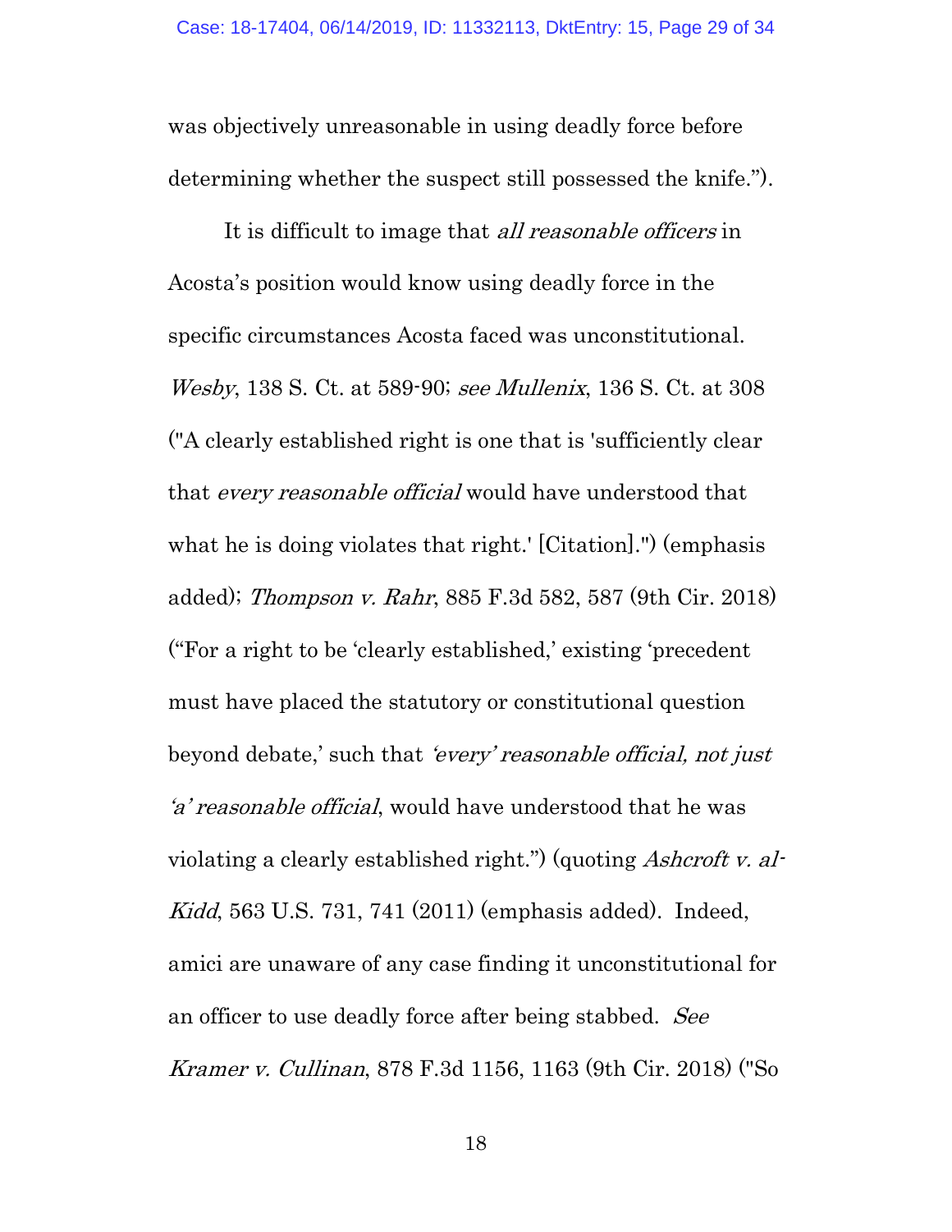was objectively unreasonable in using deadly force before determining whether the suspect still possessed the knife.").

It is difficult to image that *all reasonable officers* in Acosta's position would know using deadly force in the specific circumstances Acosta faced was unconstitutional. *Wesby*, 138 S. Ct. at 589-90; *see Mullenix*, 136 S. Ct. at 308 ("A clearly established right is one that is 'sufficiently clear that *every reasonable official* would have understood that what he is doing violates that right.' [Citation].") (emphasis added); *Thompson v. Rahr*, 885 F.3d 582, 587 (9th Cir. 2018) ("For a right to be 'clearly established,' existing 'precedent must have placed the statutory or constitutional question beyond debate,' such that *'every' reasonable official, not just 'a' reasonable official*, would have understood that he was violating a clearly established right.") (quoting *Ashcroft v. al-Kidd*, 563 U.S. 731, 741 (2011) (emphasis added). Indeed, amici are unaware of any case finding it unconstitutional for an officer to use deadly force after being stabbed. *See Kramer v. Cullinan*, 878 F.3d 1156, 1163 (9th Cir. 2018) ("So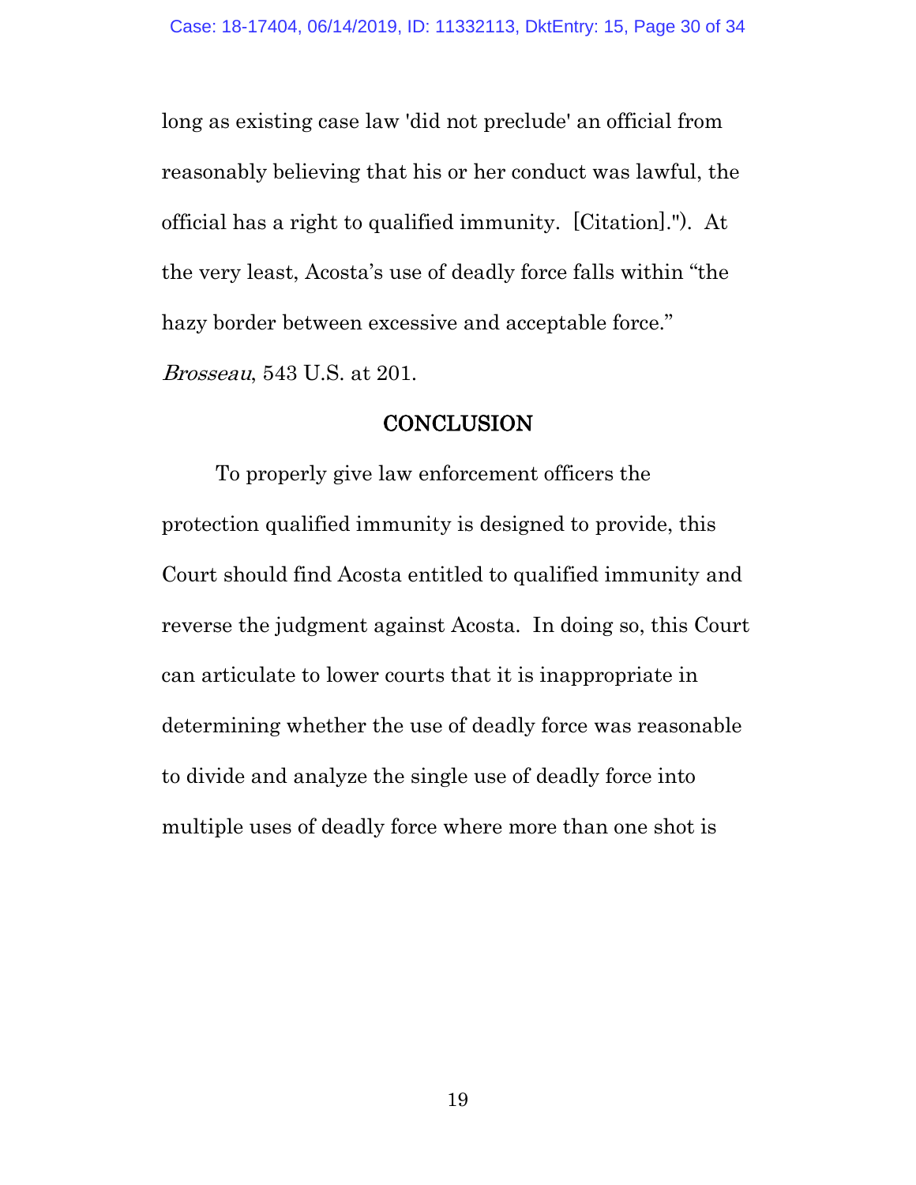long as existing case law 'did not preclude' an official from reasonably believing that his or her conduct was lawful, the official has a right to qualified immunity. [Citation]."). At the very least, Acosta's use of deadly force falls within "the hazy border between excessive and acceptable force." *Brosseau*, 543 U.S. at 201.

## CONCLUSION

To properly give law enforcement officers the protection qualified immunity is designed to provide, this Court should find Acosta entitled to qualified immunity and reverse the judgment against Acosta. In doing so, this Court can articulate to lower courts that it is inappropriate in determining whether the use of deadly force was reasonable to divide and analyze the single use of deadly force into multiple uses of deadly force where more than one shot is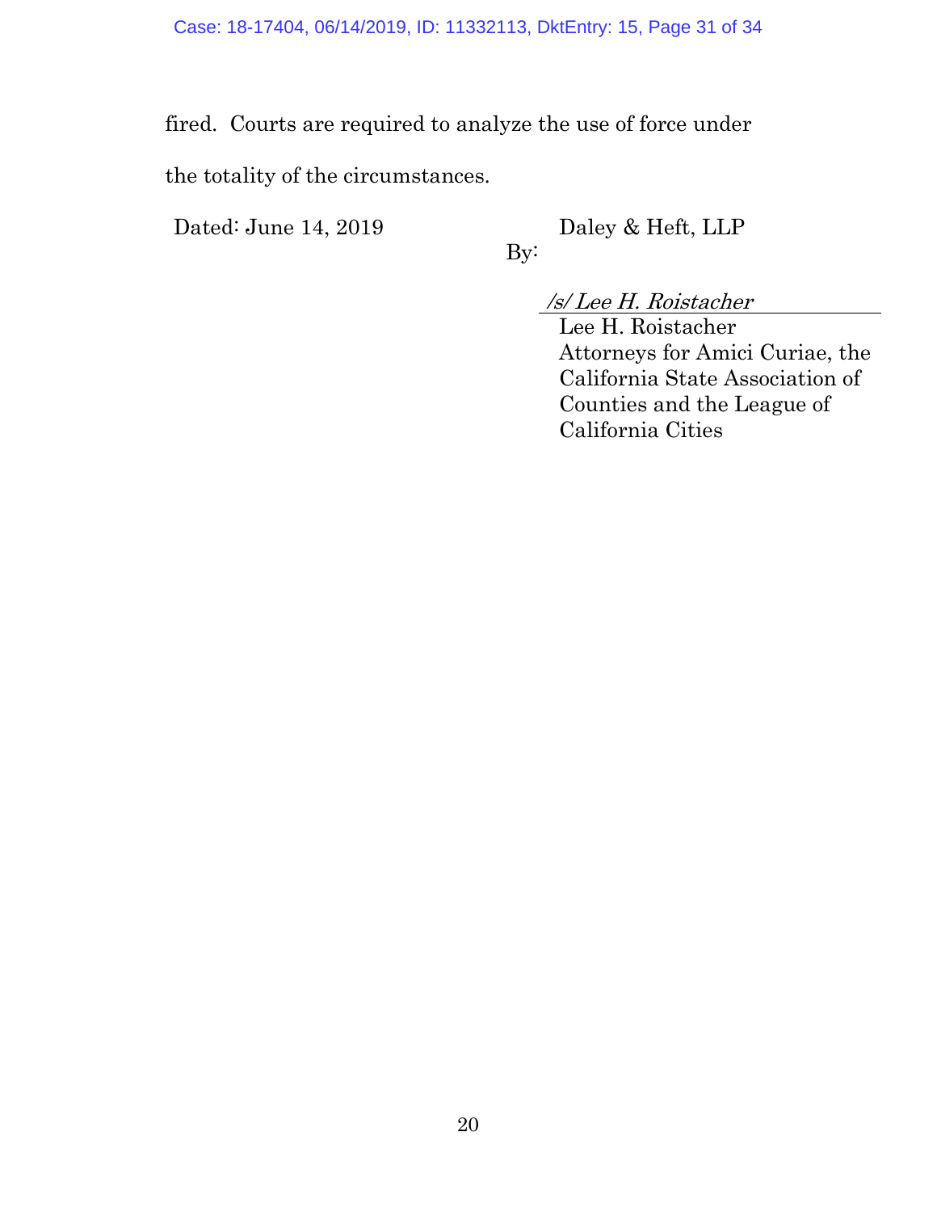fired. Courts are required to analyze the use of force under the totality of the circumstances.

Dated: June 14, 2019

Daley & Heft, LLP

By:

*/s/ Lee H. Roistacher*
Lee H. Roistacher
Attorneys for Amici Curiae, the California State Association of Counties and the League of California Cities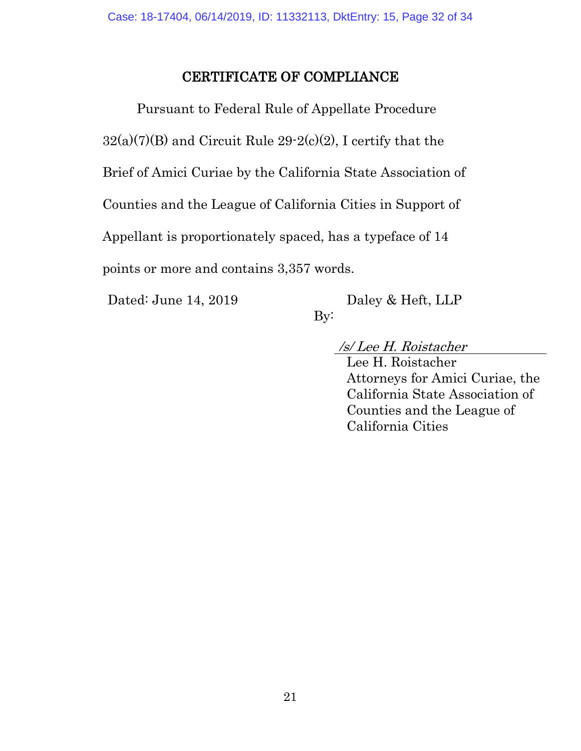## CERTIFICATE OF COMPLIANCE

Pursuant to Federal Rule of Appellate Procedure 32(a)(7)(B) and Circuit Rule 29-2(c)(2), I certify that the Brief of Amici Curiae by the California State Association of Counties and the League of California Cities in Support of Appellant is proportionately spaced, has a typeface of 14 points or more and contains 3,357 words.

Dated: June 14, 2019

Daley & Heft, LLP

By:

*/s/ Lee H. Roistacher*

Lee H. Roistacher
Attorneys for Amici Curiae, the California State Association of Counties and the League of California Cities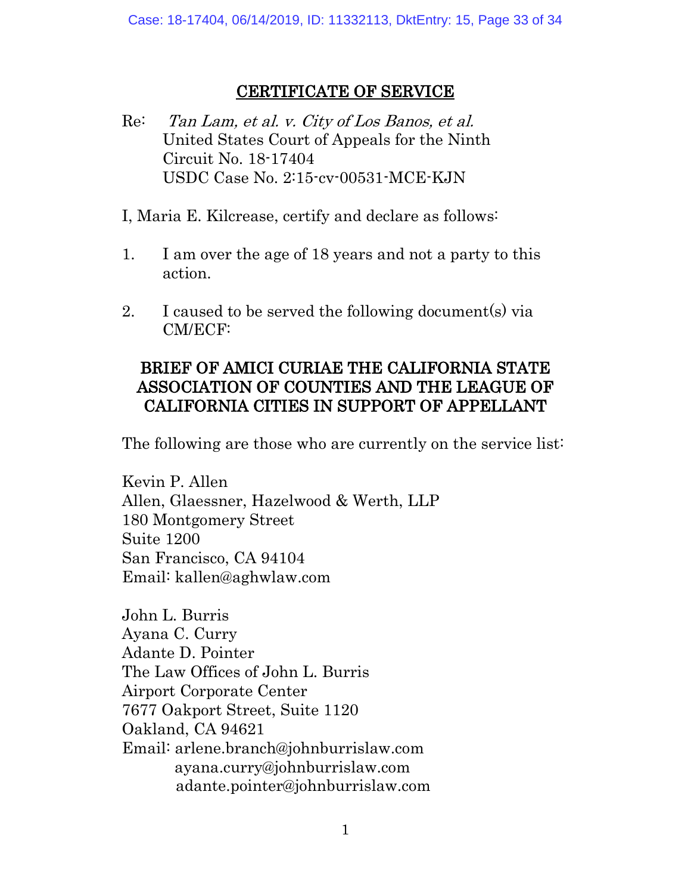# CERTIFICATE OF SERVICE

Re: *Tan Lam, et al. v. City of Los Banos, et al.*
United States Court of Appeals for the Ninth Circuit No. 18-17404
USDC Case No. 2:15-cv-00531-MCE-KJN

I, Maria E. Kilcrease, certify and declare as follows:

1. I am over the age of 18 years and not a party to this action.

2. I caused to be served the following document(s) via CM/ECF:

**BRIEF OF AMICI CURIAE THE CALIFORNIA STATE ASSOCIATION OF COUNTIES AND THE LEAGUE OF CALIFORNIA CITIES IN SUPPORT OF APPELLANT**

The following are those who are currently on the service list:

Kevin P. Allen
Allen, Glaessner, Hazelwood & Werth, LLP
180 Montgomery Street
Suite 1200
San Francisco, CA 94104
Email: kallen@aghwlaw.com

John L. Burris
Ayana C. Curry
Adante D. Pointer
The Law Offices of John L. Burris
Airport Corporate Center
7677 Oakport Street, Suite 1120
Oakland, CA 94621
Email: arlene.branch@johnburrislaw.com
ayana.curry@johnburrislaw.com
adante.pointer@johnburrislaw.com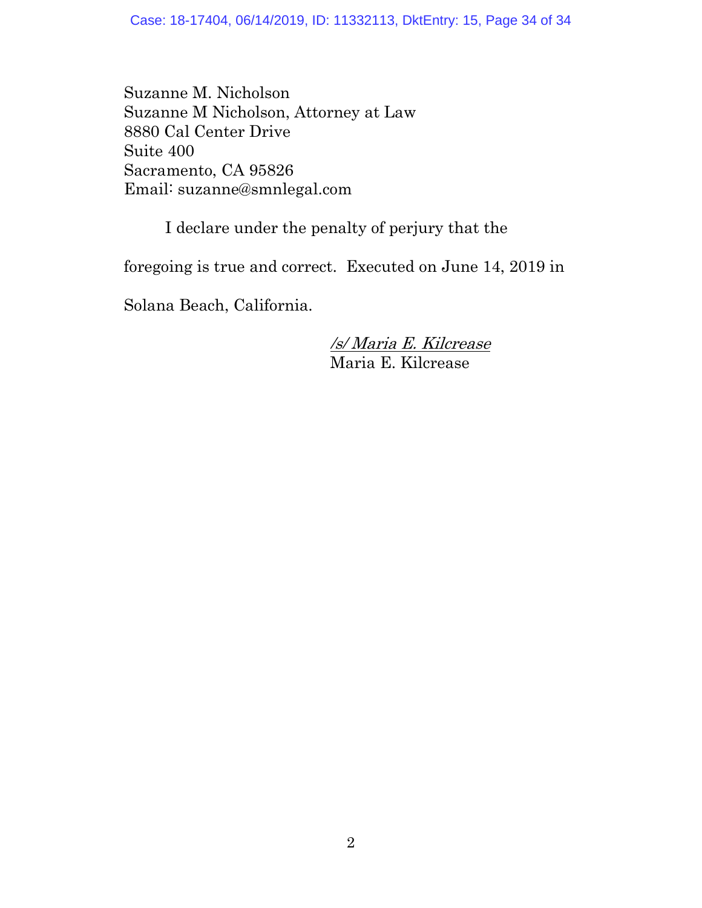Suzanne M. Nicholson
Suzanne M Nicholson, Attorney at Law
8880 Cal Center Drive
Suite 400
Sacramento, CA 95826
Email: suzanne@smnlegal.com

I declare under the penalty of perjury that the foregoing is true and correct. Executed on June 14, 2019 in Solana Beach, California.

*/s/ Maria E. Kilcrease*
Maria E. Kilcrease